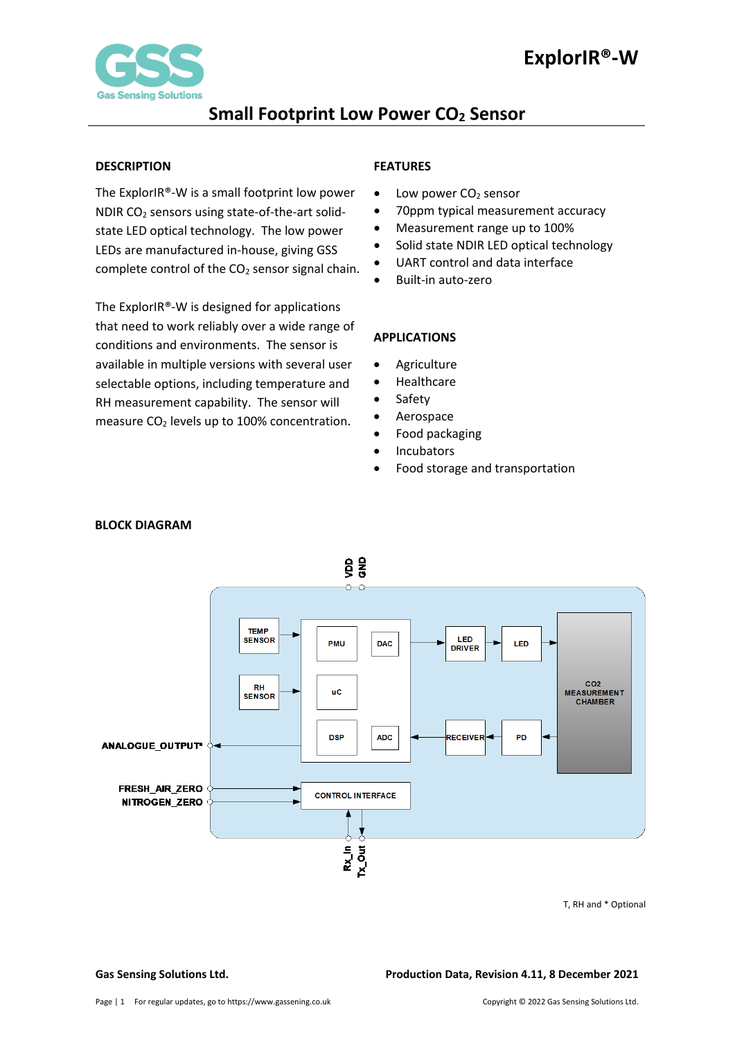# ExplorIR®-W

## Small Footprint Low Power $CO_2$ Sensor

### DESCRIPTION

The ExplorIR®-W is a small footprint low power NDIR $CO_2$ sensors using state-of-the-art solid-state LED optical technology. The low power LEDs are manufactured in-house, giving GSS complete control of the $CO_2$ sensor signal chain.

The ExplorIR®-W is designed for applications that need to work reliably over a wide range of conditions and environments. The sensor is available in multiple versions with several user selectable options, including temperature and RH measurement capability. The sensor will measure $CO_2$ levels up to 100% concentration.

### FEATURES

- Low power $CO_2$ sensor
- 70ppm typical measurement accuracy
- Measurement range up to 100%
- Solid state NDIR LED optical technology
- UART control and data interface
- Built-in auto-zero

### APPLICATIONS

- Agriculture
- Healthcare
- Safety
- Aerospace
- Food packaging
- Incubators
- Food storage and transportation

### BLOCK DIAGRAM

VDD GND

TEMP SENSOR | RH SENSOR | PMU | DAC | uC | DSP | ADC | LED DRIVER | LED | RECEIVER | PD | CO2 MEASUREMENT CHAMBER

ANALOGUE_OUTPUT*

FRESH_AIR_ZERO

NITROGEN_ZERO

CONTROL INTERFACE

Rx_In Tx_Out

T, RH and * Optional

**Gas Sensing Solutions Ltd.** **Production Data, Revision 4.11, 8 December 2021**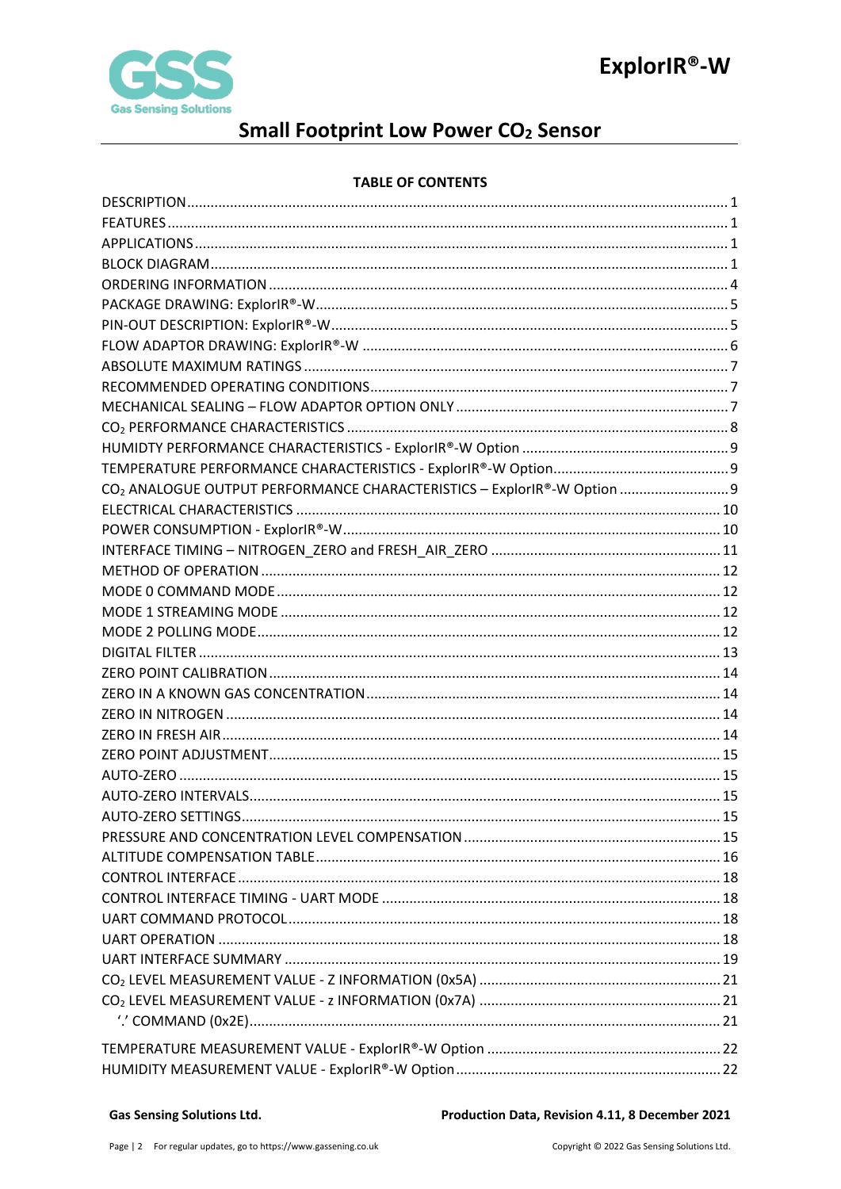## TABLE OF CONTENTS

DESCRIPTION ........................................................................................................................ 1
FEATURES ............................................................................................................................. 1
APPLICATIONS ...................................................................................................................... 1
BLOCK DIAGRAM .................................................................................................................. 1
ORDERING INFORMATION .................................................................................................... 4
PACKAGE DRAWING: ExplorIR®-W ......................................................................................... 5
PIN-OUT DESCRIPTION: ExplorIR®-W ..................................................................................... 5
FLOW ADAPTOR DRAWING: ExplorIR®-W ............................................................................. 6
ABSOLUTE MAXIMUM RATINGS ........................................................................................... 7
RECOMMENDED OPERATING CONDITIONS .......................................................................... 7
MECHANICAL SEALING – FLOW ADAPTOR OPTION ONLY ..................................................... 7
$CO_2$ PERFORMANCE CHARACTERISTICS ................................................................................. 8
HUMIDTY PERFORMANCE CHARACTERISTICS - ExplorIR®-W Option ..................................... 9
TEMPERATURE PERFORMANCE CHARACTERISTICS - ExplorIR®-W Option ............................. 9
$CO_2$ ANALOGUE OUTPUT PERFORMANCE CHARACTERISTICS – ExplorIR®-W Option ............ 9
ELECTRICAL CHARACTERISTICS ........................................................................................... 10
POWER CONSUMPTION - ExplorIR®-W ................................................................................ 10
INTERFACE TIMING – NITROGEN_ZERO and FRESH_AIR_ZERO ........................................... 11
METHOD OF OPERATION .................................................................................................... 12
MODE 0 COMMAND MODE ................................................................................................ 12
MODE 1 STREAMING MODE ............................................................................................... 12
MODE 2 POLLING MODE ..................................................................................................... 12
DIGITAL FILTER .................................................................................................................... 13
ZERO POINT CALIBRATION .................................................................................................. 14
ZERO IN A KNOWN GAS CONCENTRATION .......................................................................... 14
ZERO IN NITROGEN ............................................................................................................. 14
ZERO IN FRESH AIR .............................................................................................................. 14
ZERO POINT ADJUSTMENT .................................................................................................. 15
AUTO-ZERO ......................................................................................................................... 15
AUTO-ZERO INTERVALS ........................................................................................................ 15
AUTO-ZERO SETTINGS .......................................................................................................... 15
PRESSURE AND CONCENTRATION LEVEL COMPENSATION .................................................. 15
ALTITUDE COMPENSATION TABLE ....................................................................................... 16
CONTROL INTERFACE .......................................................................................................... 18
CONTROL INTERFACE TIMING - UART MODE ...................................................................... 18
UART COMMAND PROTOCOL ............................................................................................. 18
UART OPERATION ............................................................................................................... 18
UART INTERFACE SUMMARY ............................................................................................... 19
$CO_2$ LEVEL MEASUREMENT VALUE - Z INFORMATION (0x5A) ............................................. 21
$CO_2$ LEVEL MEASUREMENT VALUE - z INFORMATION (0x7A) .............................................. 21
'.' COMMAND (0x2E) ........................................................................................................ 21
TEMPERATURE MEASUREMENT VALUE - ExplorIR®-W Option ............................................ 22
HUMIDITY MEASUREMENT VALUE - ExplorIR®-W Option .................................................... 22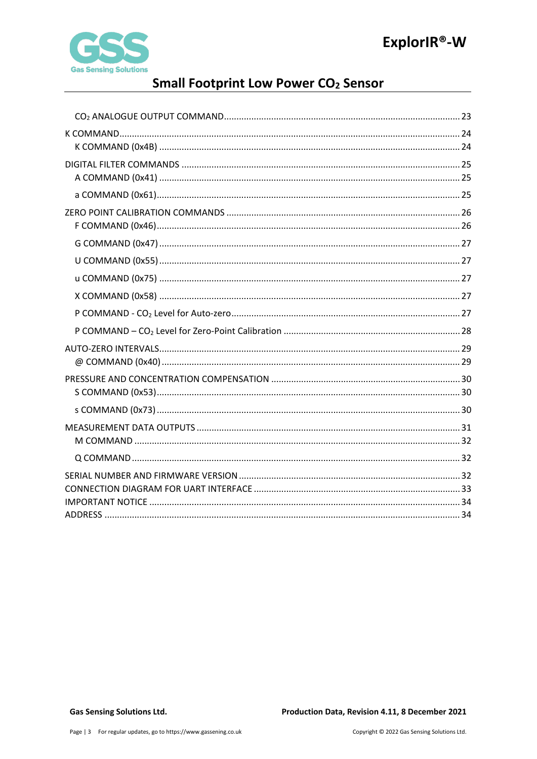- $CO_2$ ANALOGUE OUTPUT COMMAND .......... 23
- K COMMAND .......... 24
  - K COMMAND (0x4B) .......... 24
- DIGITAL FILTER COMMANDS .......... 25
  - A COMMAND (0x41) .......... 25
  - a COMMAND (0x61) .......... 25
- ZERO POINT CALIBRATION COMMANDS .......... 26
  - F COMMAND (0x46) .......... 26
  - G COMMAND (0x47) .......... 27
  - U COMMAND (0x55) .......... 27
  - u COMMAND (0x75) .......... 27
  - X COMMAND (0x58) .......... 27
  - P COMMAND - $CO_2$ Level for Auto-zero .......... 27
  - P COMMAND – $CO_2$ Level for Zero-Point Calibration .......... 28
- AUTO-ZERO INTERVALS .......... 29
  - @ COMMAND (0x40) .......... 29
- PRESSURE AND CONCENTRATION COMPENSATION .......... 30
  - S COMMAND (0x53) .......... 30
  - s COMMAND (0x73) .......... 30
- MEASUREMENT DATA OUTPUTS .......... 31
  - M COMMAND .......... 32
  - Q COMMAND .......... 32
- SERIAL NUMBER AND FIRMWARE VERSION .......... 32
- CONNECTION DIAGRAM FOR UART INTERFACE .......... 33
- IMPORTANT NOTICE .......... 34
- ADDRESS .......... 34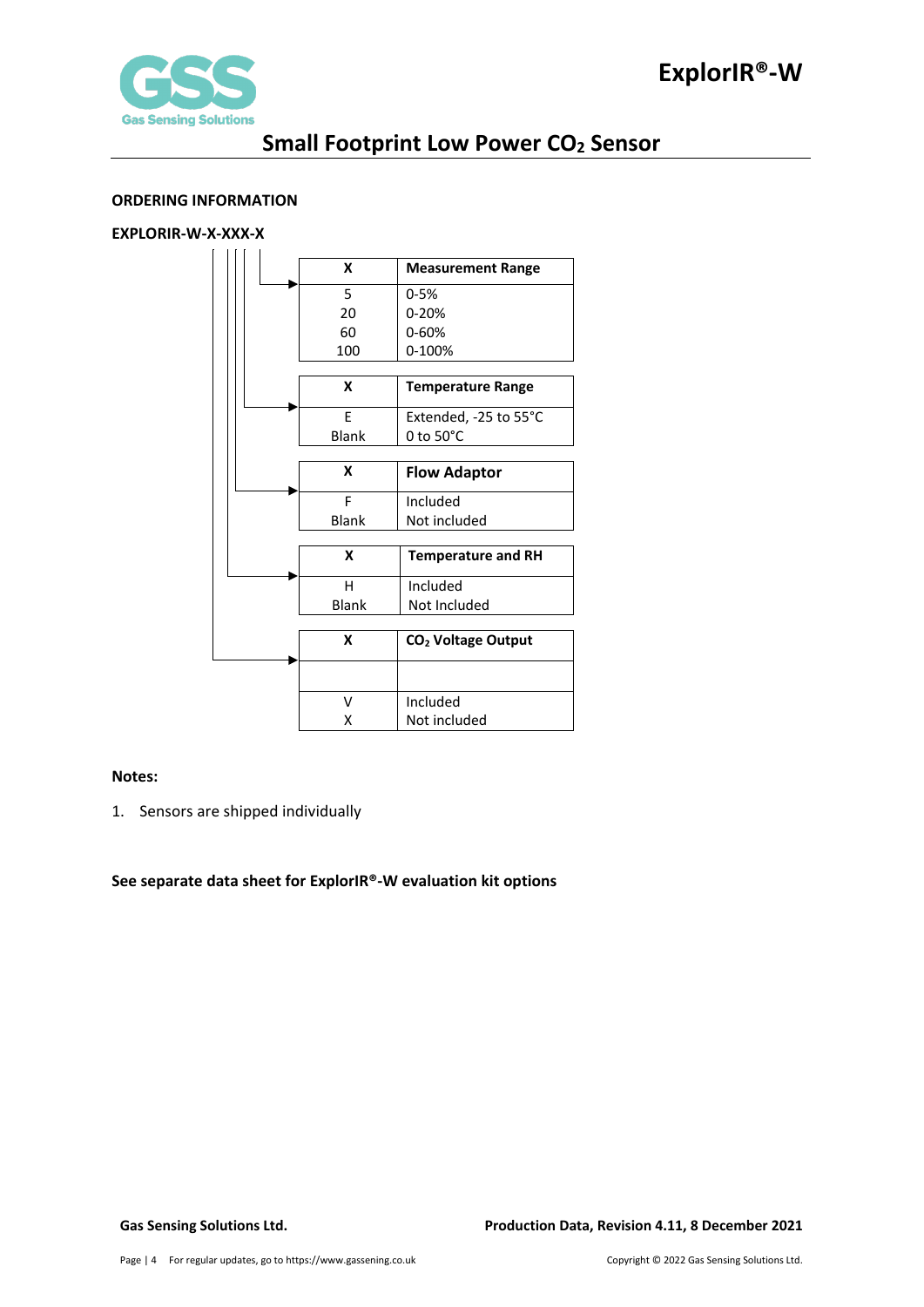**ORDERING INFORMATION**

**EXPLORIR-W-X-XXX-X**

| X | Measurement Range |
|---|---|
| 5 | 0-5% |
| 20 | 0-20% |
| 60 | 0-60% |
| 100 | 0-100% |

| X | Temperature Range |
|---|---|
| E | Extended, -25 to 55°C |
| Blank | 0 to 50°C |

| X | Flow Adaptor |
|---|---|
| F | Included |
| Blank | Not included |

| X | Temperature and RH |
|---|---|
| H | Included |
| Blank | Not Included |

| X | $CO_2$ Voltage Output |
|---|---|
| | |
| V | Included |
| X | Not included |

**Notes:**

1. Sensors are shipped individually

**See separate data sheet for ExplorIR®-W evaluation kit options**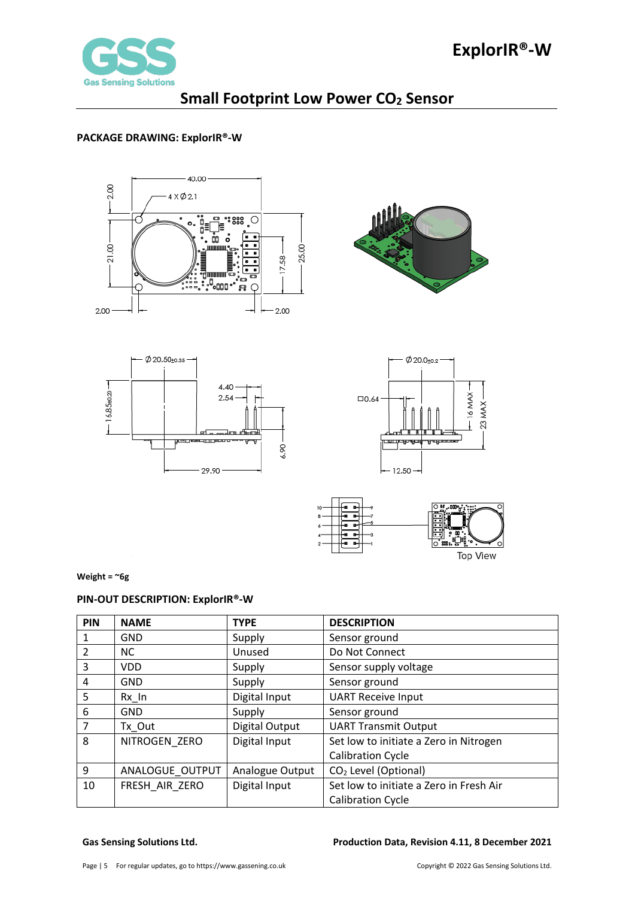## PACKAGE DRAWING: ExplorIR®-W

**Weight = ~6g**

## PIN-OUT DESCRIPTION: ExplorIR®-W

| PIN | NAME | TYPE | DESCRIPTION |
|---|---|---|---|
| 1 | GND | Supply | Sensor ground |
| 2 | NC | Unused | Do Not Connect |
| 3 | VDD | Supply | Sensor supply voltage |
| 4 | GND | Supply | Sensor ground |
| 5 | Rx_In | Digital Input | UART Receive Input |
| 6 | GND | Supply | Sensor ground |
| 7 | Tx_Out | Digital Output | UART Transmit Output |
| 8 | NITROGEN_ZERO | Digital Input | Set low to initiate a Zero in Nitrogen Calibration Cycle |
| 9 | ANALOGUE_OUTPUT | Analogue Output | $CO_2$ Level (Optional) |
| 10 | FRESH_AIR_ZERO | Digital Input | Set low to initiate a Zero in Fresh Air Calibration Cycle |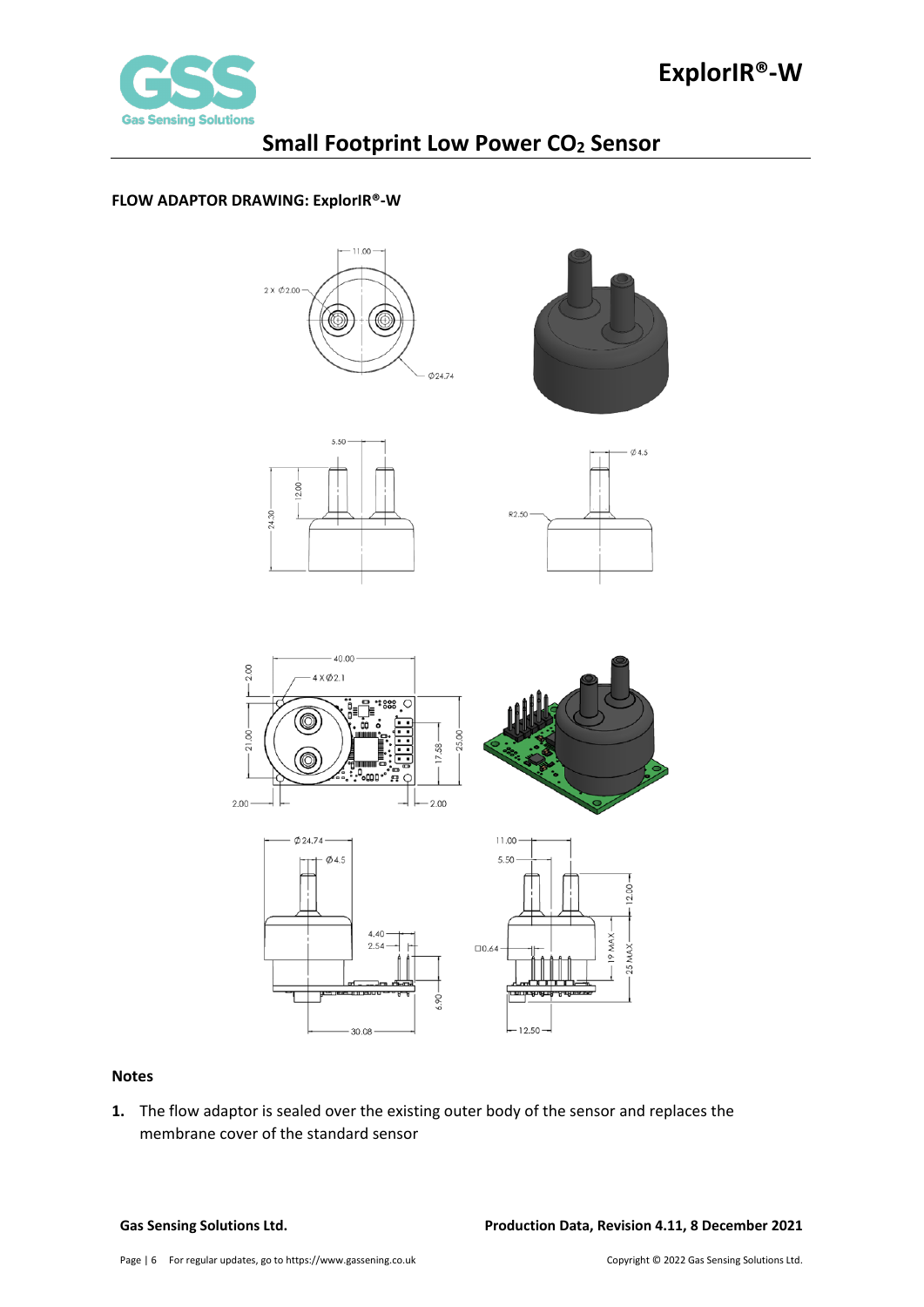**FLOW ADAPTOR DRAWING: ExplorIR®-W**

**Notes**

1. The flow adaptor is sealed over the existing outer body of the sensor and replaces the membrane cover of the standard sensor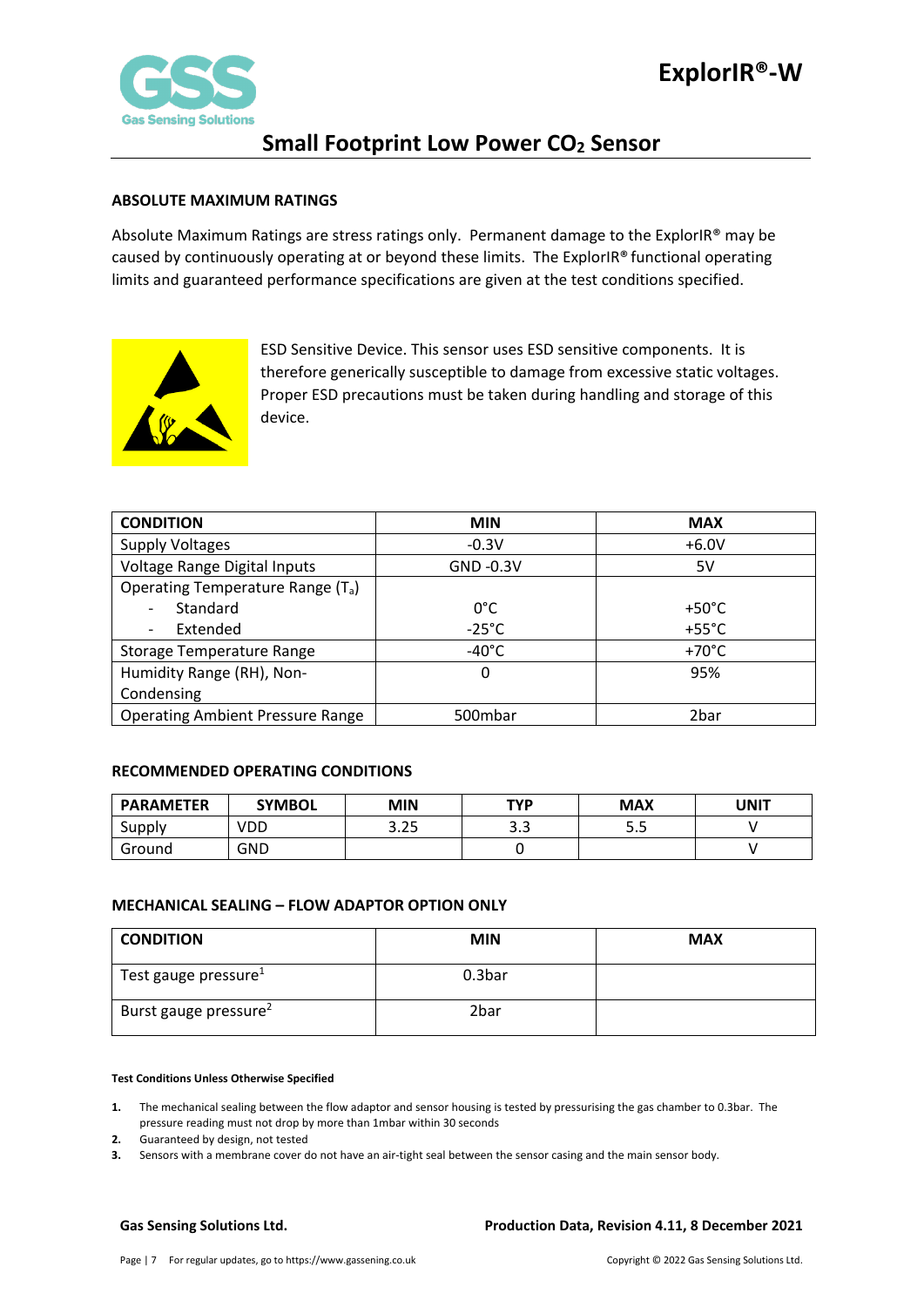## ABSOLUTE MAXIMUM RATINGS

Absolute Maximum Ratings are stress ratings only. Permanent damage to the ExplorIR® may be caused by continuously operating at or beyond these limits. The ExplorIR® functional operating limits and guaranteed performance specifications are given at the test conditions specified.

ESD Sensitive Device. This sensor uses ESD sensitive components. It is therefore generically susceptible to damage from excessive static voltages. Proper ESD precautions must be taken during handling and storage of this device.

| CONDITION | MIN | MAX |
|---|---|---|
| Supply Voltages | -0.3V | +6.0V |
| Voltage Range Digital Inputs | GND -0.3V | 5V |
| Operating Temperature Range ($T_a$) | | |
| - Standard | 0°C | +50°C |
| - Extended | -25°C | +55°C |
| Storage Temperature Range | -40°C | +70°C |
| Humidity Range (RH), Non-Condensing | 0 | 95% |
| Operating Ambient Pressure Range | 500mbar | 2bar |

## RECOMMENDED OPERATING CONDITIONS

| PARAMETER | SYMBOL | MIN | TYP | MAX | UNIT |
|---|---|---|---|---|---|
| Supply | VDD | 3.25 | 3.3 | 5.5 | V |
| Ground | GND | | 0 | | V |

## MECHANICAL SEALING – FLOW ADAPTOR OPTION ONLY

| CONDITION | MIN | MAX |
|---|---|---|
| Test gauge pressure[1] | 0.3bar | |
| Burst gauge pressure[2] | 2bar | |

**Test Conditions Unless Otherwise Specified**

1. The mechanical sealing between the flow adaptor and sensor housing is tested by pressurising the gas chamber to 0.3bar. The pressure reading must not drop by more than 1mbar within 30 seconds
2. Guaranteed by design, not tested
3. Sensors with a membrane cover do not have an air-tight seal between the sensor casing and the main sensor body.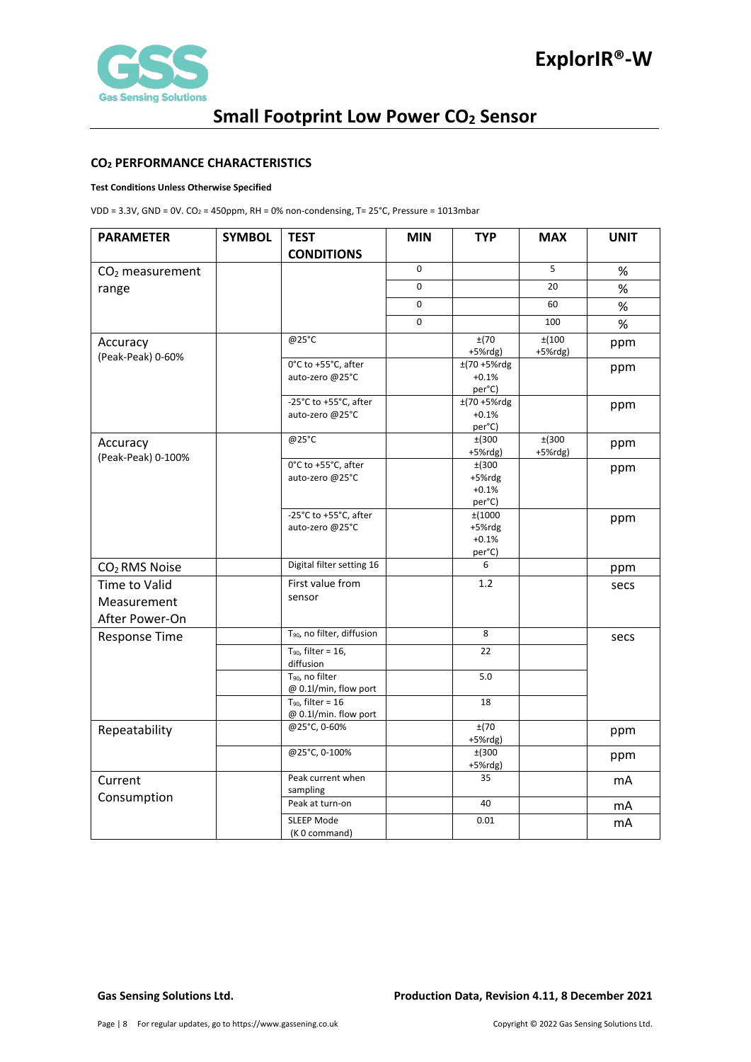### $CO_2$ PERFORMANCE CHARACTERISTICS

**Test Conditions Unless Otherwise Specified**

VDD = 3.3V, GND = 0V. $CO_2$ = 450ppm, RH = 0% non-condensing, T= 25°C, Pressure = 1013mbar

| PARAMETER | SYMBOL | TEST CONDITIONS | MIN | TYP | MAX | UNIT |
|---|---|---|---|---|---|---|
| $CO_2$ measurement range | | | 0 | | 5 | % |
| | | | 0 | | 20 | % |
| | | | 0 | | 60 | % |
| | | | 0 | | 100 | % |
| Accuracy (Peak-Peak) 0-60% | | @25°C | | ±(70 +5%rdg) | ±(100 +5%rdg) | ppm |
| | | 0°C to +55°C, after auto-zero @25°C | | ±(70 +5%rdg +0.1% per°C) | | ppm |
| | | -25°C to +55°C, after auto-zero @25°C | | ±(70 +5%rdg +0.1% per°C) | | ppm |
| Accuracy (Peak-Peak) 0-100% | | @25°C | | ±(300 +5%rdg) | ±(300 +5%rdg) | ppm |
| | | 0°C to +55°C, after auto-zero @25°C | | ±(300 +5%rdg +0.1% per°C) | | ppm |
| | | -25°C to +55°C, after auto-zero @25°C | | ±(1000 +5%rdg +0.1% per°C) | | ppm |
| $CO_2$ RMS Noise | | Digital filter setting 16 | | 6 | | ppm |
| Time to Valid Measurement After Power-On | | First value from sensor | | 1.2 | | secs |
| Response Time | | $T_{90}$, no filter, diffusion | | 8 | | secs |
| | | $T_{90}$, filter = 16, diffusion | | 22 | | |
| | | $T_{90}$, no filter @ 0.1l/min, flow port | | 5.0 | | |
| | | $T_{90}$, filter = 16 @ 0.1l/min. flow port | | 18 | | |
| Repeatability | | @25°C, 0-60% | | ±(70 +5%rdg) | | ppm |
| | | @25°C, 0-100% | | ±(300 +5%rdg) | | ppm |
| Current Consumption | | Peak current when sampling | | 35 | | mA |
| | | Peak at turn-on | | 40 | | mA |
| | | SLEEP Mode (K 0 command) | | 0.01 | | mA |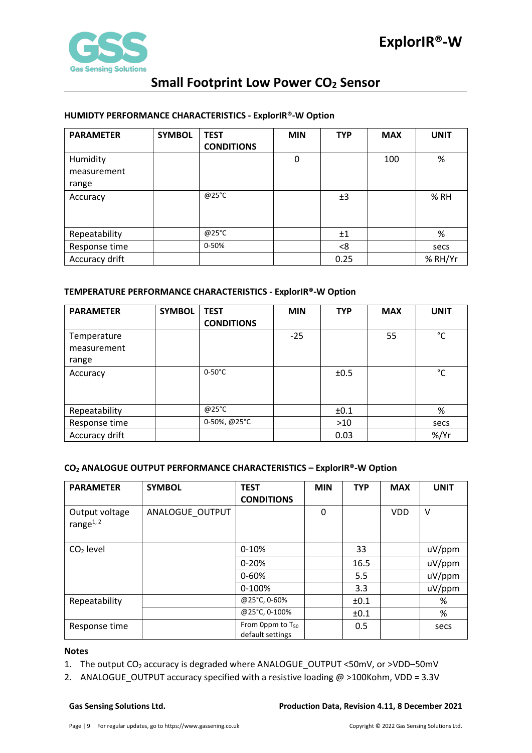## HUMIDTY PERFORMANCE CHARACTERISTICS - ExplorIR®-W Option

| PARAMETER | SYMBOL | TEST CONDITIONS | MIN | TYP | MAX | UNIT |
|---|---|---|---|---|---|---|
| Humidity measurement range | | | 0 | | 100 | % |
| Accuracy | | @25°C | | ±3 | | % RH |
| Repeatability | | @25°C | | ±1 | | % |
| Response time | | 0-50% | | <8 | | secs |
| Accuracy drift | | | | 0.25 | | % RH/Yr |

## TEMPERATURE PERFORMANCE CHARACTERISTICS - ExplorIR®-W Option

| PARAMETER | SYMBOL | TEST CONDITIONS | MIN | TYP | MAX | UNIT |
|---|---|---|---|---|---|---|
| Temperature measurement range | | | -25 | | 55 | °C |
| Accuracy | | 0-50°C | | ±0.5 | | °C |
| Repeatability | | @25°C | | ±0.1 | | % |
| Response time | | 0-50%, @25°C | | >10 | | secs |
| Accuracy drift | | | | 0.03 | | %/Yr |

## $CO_2$ ANALOGUE OUTPUT PERFORMANCE CHARACTERISTICS – ExplorIR®-W Option

| PARAMETER | SYMBOL | TEST CONDITIONS | MIN | TYP | MAX | UNIT |
|---|---|---|---|---|---|---|
| Output voltage range[1, 2] | ANALOGUE_OUTPUT | | 0 | | VDD | V |
| $CO_2$ level | | 0-10% | | 33 | | uV/ppm |
| | | 0-20% | | 16.5 | | uV/ppm |
| | | 0-60% | | 5.5 | | uV/ppm |
| | | 0-100% | | 3.3 | | uV/ppm |
| Repeatability | | @25°C, 0-60% | | ±0.1 | | % |
| | | @25°C, 0-100% | | ±0.1 | | % |
| Response time | | From 0ppm to $T_{50}$ default settings | | 0.5 | | secs |

**Notes**

1. The output $CO_2$ accuracy is degraded where ANALOGUE_OUTPUT <50mV, or >VDD–50mV
2. ANALOGUE_OUTPUT accuracy specified with a resistive loading @ >100Kohm, VDD = 3.3V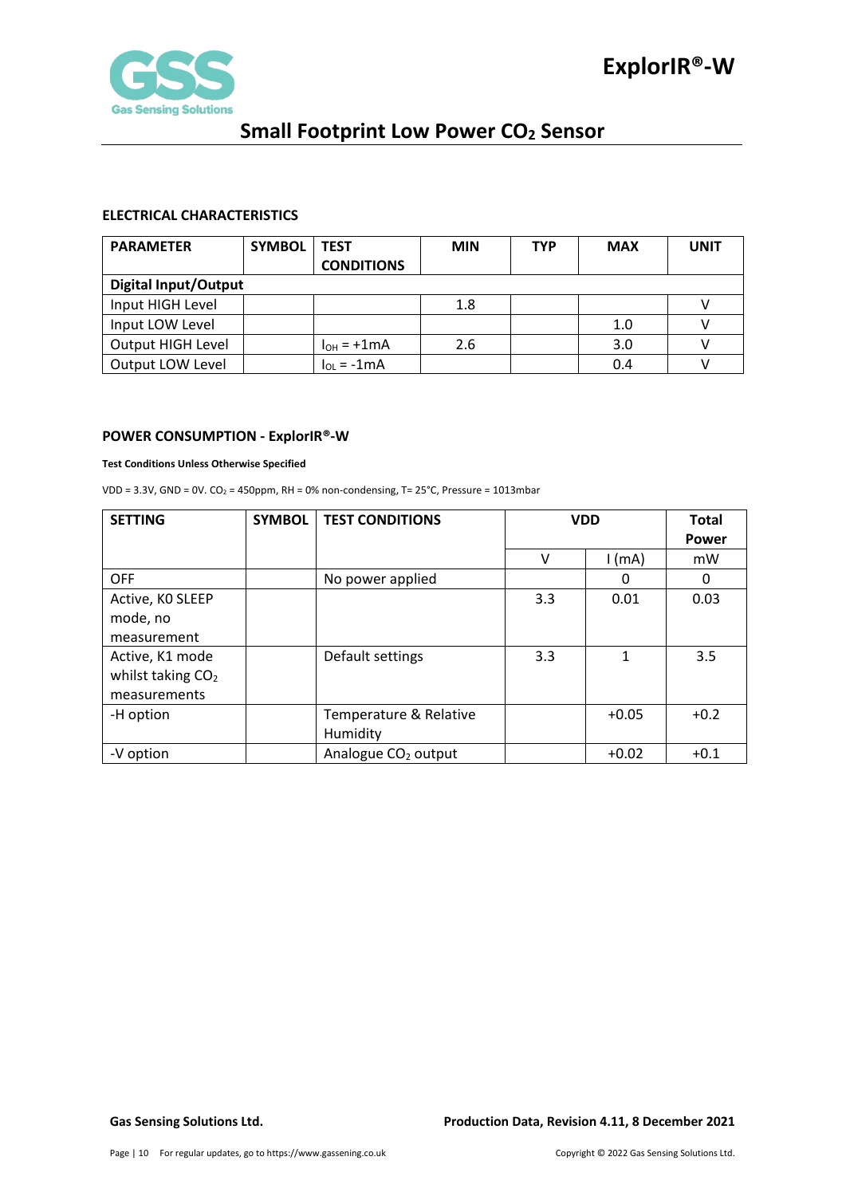### ELECTRICAL CHARACTERISTICS

| PARAMETER | SYMBOL | TEST CONDITIONS | MIN | TYP | MAX | UNIT |
|---|---|---|---|---|---|---|
| **Digital Input/Output** | | | | | | |
| Input HIGH Level | | | 1.8 | | | V |
| Input LOW Level | | | | | 1.0 | V |
| Output HIGH Level | | $I_{OH}$ = +1mA | 2.6 | | 3.0 | V |
| Output LOW Level | | $I_{OL}$ = -1mA | | | 0.4 | V |

### POWER CONSUMPTION - ExplorIR®-W

**Test Conditions Unless Otherwise Specified**

VDD = 3.3V, GND = 0V. $CO_2$ = 450ppm, RH = 0% non-condensing, T= 25°C, Pressure = 1013mbar

| SETTING | SYMBOL | TEST CONDITIONS | VDD | | Total Power |
|---|---|---|---|---|---|
| | | | V | I (mA) | mW |
| OFF | | No power applied | | 0 | 0 |
| Active, K0 SLEEP mode, no measurement | | | 3.3 | 0.01 | 0.03 |
| Active, K1 mode whilst taking $CO_2$ measurements | | Default settings | 3.3 | 1 | 3.5 |
| -H option | | Temperature & Relative Humidity | | +0.05 | +0.2 |
| -V option | | Analogue $CO_2$ output | | +0.02 | +0.1 |

**Gas Sensing Solutions Ltd.** **Production Data, Revision 4.11, 8 December 2021**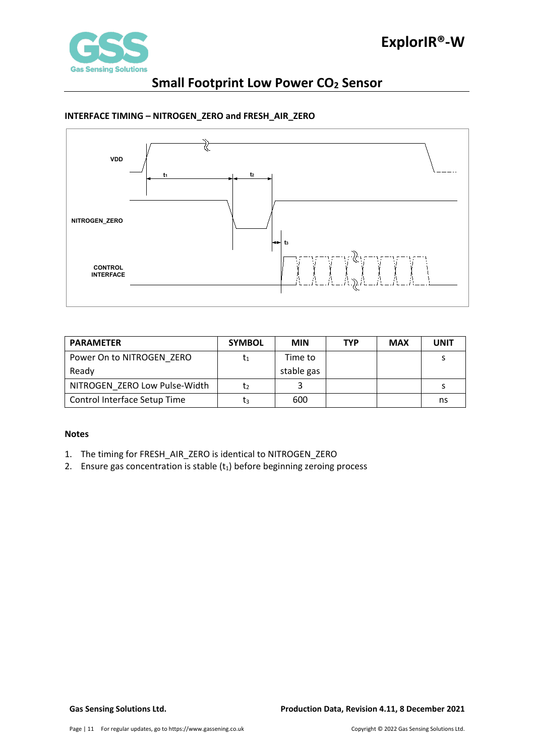### INTERFACE TIMING – NITROGEN_ZERO and FRESH_AIR_ZERO

VDD

NITROGEN_ZERO

CONTROL INTERFACE

| PARAMETER | SYMBOL | MIN | TYP | MAX | UNIT |
|---|---|---|---|---|---|
| Power On to NITROGEN_ZERO Ready | $t_1$ | Time to stable gas | | | s |
| NITROGEN_ZERO Low Pulse-Width | $t_2$ | 3 | | | s |
| Control Interface Setup Time | $t_3$ | 600 | | | ns |

**Notes**

1. The timing for FRESH_AIR_ZERO is identical to NITROGEN_ZERO
2. Ensure gas concentration is stable ($t_1$) before beginning zeroing process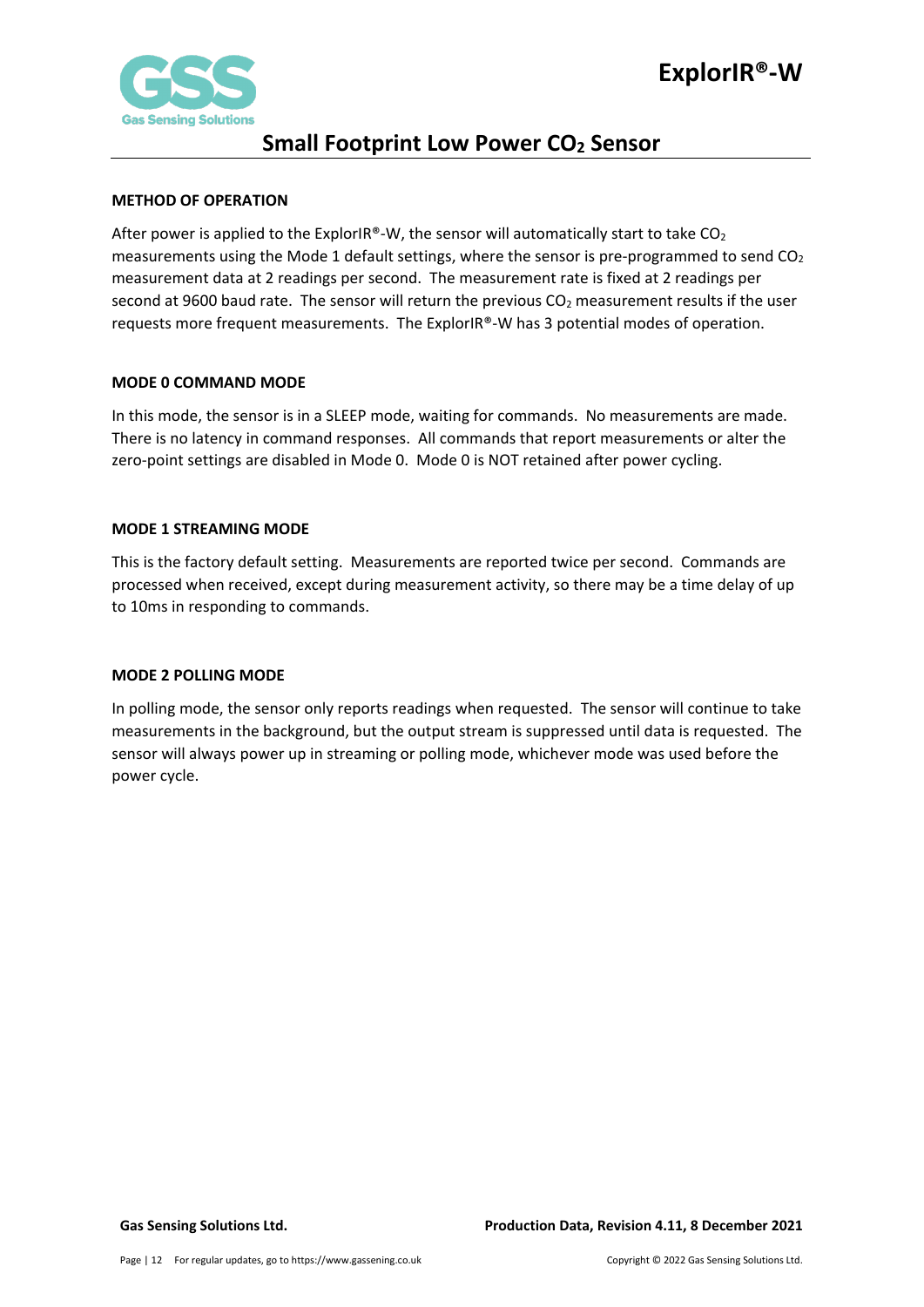## METHOD OF OPERATION

After power is applied to the ExplorIR®-W, the sensor will automatically start to take $CO_2$ measurements using the Mode 1 default settings, where the sensor is pre-programmed to send $CO_2$ measurement data at 2 readings per second. The measurement rate is fixed at 2 readings per second at 9600 baud rate. The sensor will return the previous $CO_2$ measurement results if the user requests more frequent measurements. The ExplorIR®-W has 3 potential modes of operation.

## MODE 0 COMMAND MODE

In this mode, the sensor is in a SLEEP mode, waiting for commands. No measurements are made. There is no latency in command responses. All commands that report measurements or alter the zero-point settings are disabled in Mode 0. Mode 0 is NOT retained after power cycling.

## MODE 1 STREAMING MODE

This is the factory default setting. Measurements are reported twice per second. Commands are processed when received, except during measurement activity, so there may be a time delay of up to 10ms in responding to commands.

## MODE 2 POLLING MODE

In polling mode, the sensor only reports readings when requested. The sensor will continue to take measurements in the background, but the output stream is suppressed until data is requested. The sensor will always power up in streaming or polling mode, whichever mode was used before the power cycle.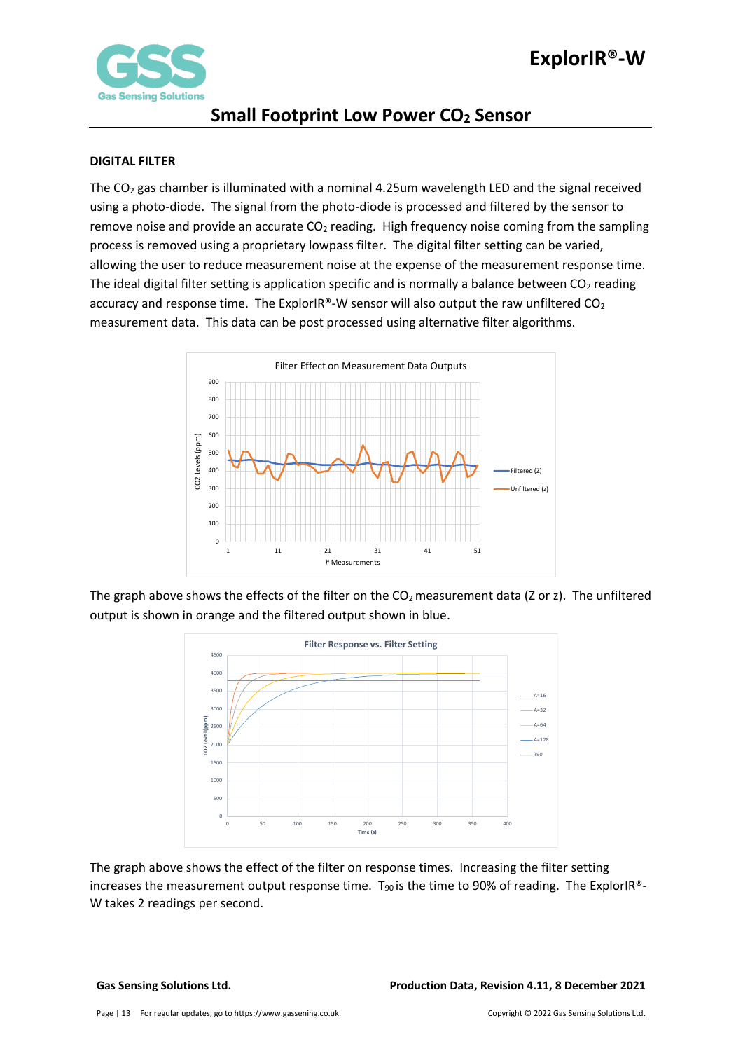## DIGITAL FILTER

The $CO_2$ gas chamber is illuminated with a nominal 4.25um wavelength LED and the signal received using a photo-diode. The signal from the photo-diode is processed and filtered by the sensor to remove noise and provide an accurate $CO_2$ reading. High frequency noise coming from the sampling process is removed using a proprietary lowpass filter. The digital filter setting can be varied, allowing the user to reduce measurement noise at the expense of the measurement response time. The ideal digital filter setting is application specific and is normally a balance between $CO_2$ reading accuracy and response time. The ExplorIR®-W sensor will also output the raw unfiltered $CO_2$ measurement data. This data can be post processed using alternative filter algorithms.

The graph above shows the effects of the filter on the $CO_2$ measurement data (Z or z). The unfiltered output is shown in orange and the filtered output shown in blue.

The graph above shows the effect of the filter on response times. Increasing the filter setting increases the measurement output response time. $T_{90}$ is the time to 90% of reading. The ExplorIR®-W takes 2 readings per second.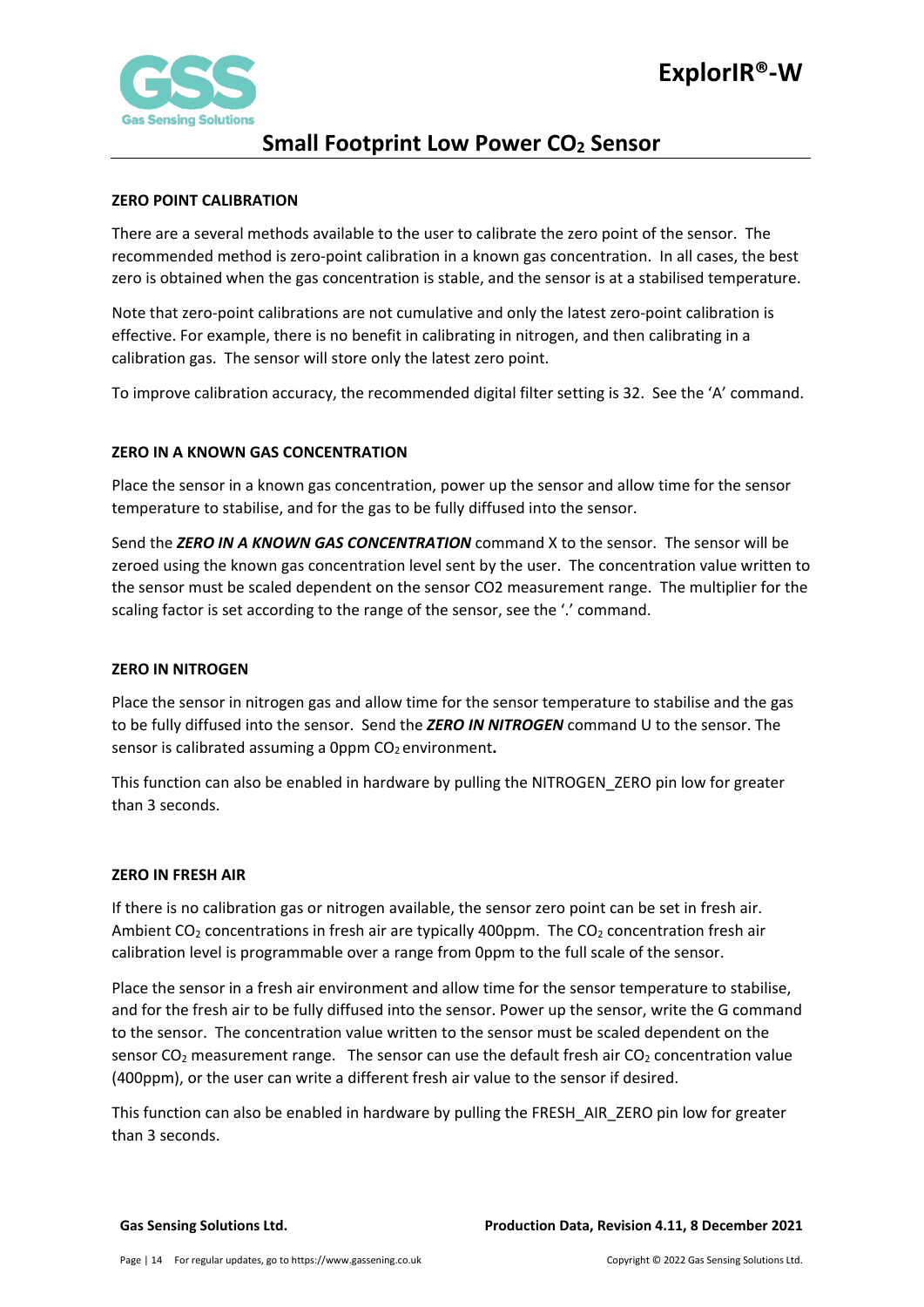## ZERO POINT CALIBRATION

There are a several methods available to the user to calibrate the zero point of the sensor. The recommended method is zero-point calibration in a known gas concentration. In all cases, the best zero is obtained when the gas concentration is stable, and the sensor is at a stabilised temperature.

Note that zero-point calibrations are not cumulative and only the latest zero-point calibration is effective. For example, there is no benefit in calibrating in nitrogen, and then calibrating in a calibration gas. The sensor will store only the latest zero point.

To improve calibration accuracy, the recommended digital filter setting is 32. See the 'A' command.

## ZERO IN A KNOWN GAS CONCENTRATION

Place the sensor in a known gas concentration, power up the sensor and allow time for the sensor temperature to stabilise, and for the gas to be fully diffused into the sensor.

Send the ***ZERO IN A KNOWN GAS CONCENTRATION*** command X to the sensor. The sensor will be zeroed using the known gas concentration level sent by the user. The concentration value written to the sensor must be scaled dependent on the sensor CO2 measurement range. The multiplier for the scaling factor is set according to the range of the sensor, see the '.' command.

## ZERO IN NITROGEN

Place the sensor in nitrogen gas and allow time for the sensor temperature to stabilise and the gas to be fully diffused into the sensor. Send the ***ZERO IN NITROGEN*** command U to the sensor. The sensor is calibrated assuming a 0ppm $CO_2$ environment**.**

This function can also be enabled in hardware by pulling the NITROGEN_ZERO pin low for greater than 3 seconds.

## ZERO IN FRESH AIR

If there is no calibration gas or nitrogen available, the sensor zero point can be set in fresh air. Ambient $CO_2$ concentrations in fresh air are typically 400ppm. The $CO_2$ concentration fresh air calibration level is programmable over a range from 0ppm to the full scale of the sensor.

Place the sensor in a fresh air environment and allow time for the sensor temperature to stabilise, and for the fresh air to be fully diffused into the sensor. Power up the sensor, write the G command to the sensor. The concentration value written to the sensor must be scaled dependent on the sensor $CO_2$ measurement range. The sensor can use the default fresh air $CO_2$ concentration value (400ppm), or the user can write a different fresh air value to the sensor if desired.

This function can also be enabled in hardware by pulling the FRESH_AIR_ZERO pin low for greater than 3 seconds.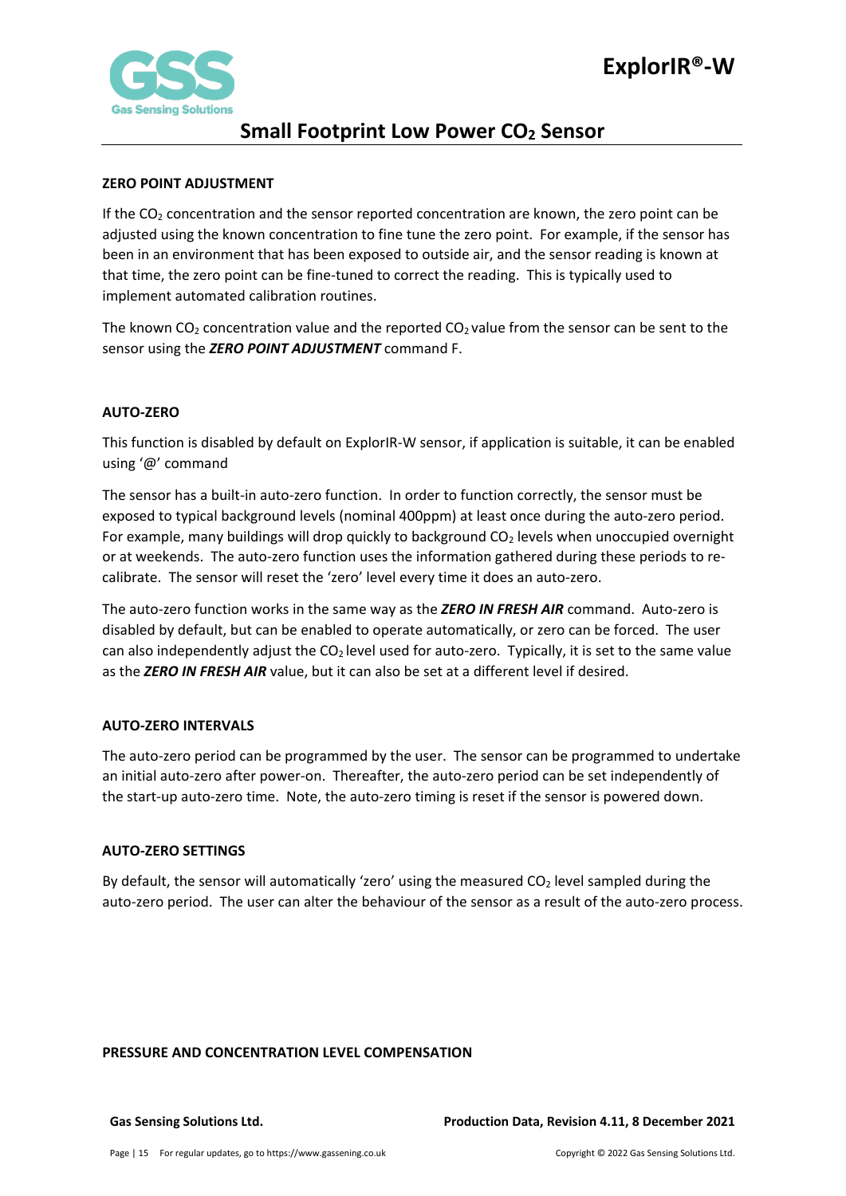### ZERO POINT ADJUSTMENT

If the $CO_2$ concentration and the sensor reported concentration are known, the zero point can be adjusted using the known concentration to fine tune the zero point. For example, if the sensor has been in an environment that has been exposed to outside air, and the sensor reading is known at that time, the zero point can be fine-tuned to correct the reading. This is typically used to implement automated calibration routines.

The known $CO_2$ concentration value and the reported $CO_2$ value from the sensor can be sent to the sensor using the ***ZERO POINT ADJUSTMENT*** command F.

### AUTO-ZERO

This function is disabled by default on ExplorIR-W sensor, if application is suitable, it can be enabled using '@' command

The sensor has a built-in auto-zero function. In order to function correctly, the sensor must be exposed to typical background levels (nominal 400ppm) at least once during the auto-zero period. For example, many buildings will drop quickly to background $CO_2$ levels when unoccupied overnight or at weekends. The auto-zero function uses the information gathered during these periods to re-calibrate. The sensor will reset the 'zero' level every time it does an auto-zero.

The auto-zero function works in the same way as the ***ZERO IN FRESH AIR*** command. Auto-zero is disabled by default, but can be enabled to operate automatically, or zero can be forced. The user can also independently adjust the $CO_2$ level used for auto-zero. Typically, it is set to the same value as the ***ZERO IN FRESH AIR*** value, but it can also be set at a different level if desired.

### AUTO-ZERO INTERVALS

The auto-zero period can be programmed by the user. The sensor can be programmed to undertake an initial auto-zero after power-on. Thereafter, the auto-zero period can be set independently of the start-up auto-zero time. Note, the auto-zero timing is reset if the sensor is powered down.

### AUTO-ZERO SETTINGS

By default, the sensor will automatically 'zero' using the measured $CO_2$ level sampled during the auto-zero period. The user can alter the behaviour of the sensor as a result of the auto-zero process.

### PRESSURE AND CONCENTRATION LEVEL COMPENSATION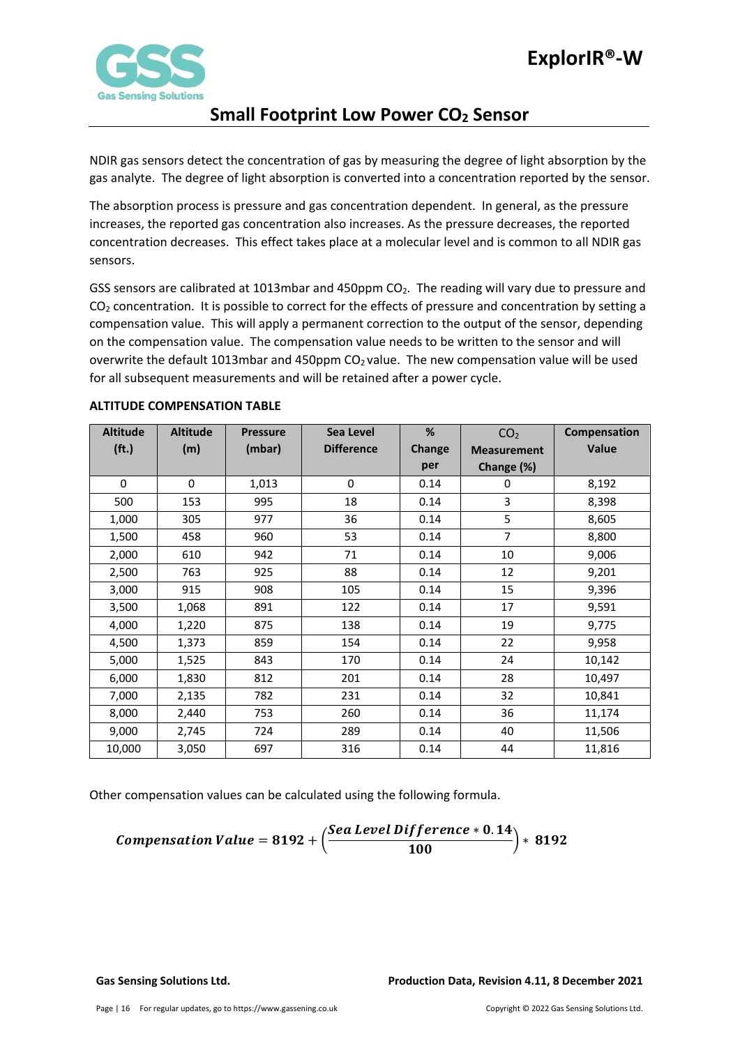## Small Footprint Low Power $CO_2$ Sensor

NDIR gas sensors detect the concentration of gas by measuring the degree of light absorption by the gas analyte. The degree of light absorption is converted into a concentration reported by the sensor.

The absorption process is pressure and gas concentration dependent. In general, as the pressure increases, the reported gas concentration also increases. As the pressure decreases, the reported concentration decreases. This effect takes place at a molecular level and is common to all NDIR gas sensors.

GSS sensors are calibrated at 1013mbar and 450ppm $CO_2$. The reading will vary due to pressure and $CO_2$ concentration. It is possible to correct for the effects of pressure and concentration by setting a compensation value. This will apply a permanent correction to the output of the sensor, depending on the compensation value. The compensation value needs to be written to the sensor and will overwrite the default 1013mbar and 450ppm $CO_2$ value. The new compensation value will be used for all subsequent measurements and will be retained after a power cycle.

**ALTITUDE COMPENSATION TABLE**

| Altitude (ft.) | Altitude (m) | Pressure (mbar) | Sea Level Difference | % Change per | $CO_2$ Measurement Change (%) | Compensation Value |
|---|---|---|---|---|---|---|
| 0 | 0 | 1,013 | 0 | 0.14 | 0 | 8,192 |
| 500 | 153 | 995 | 18 | 0.14 | 3 | 8,398 |
| 1,000 | 305 | 977 | 36 | 0.14 | 5 | 8,605 |
| 1,500 | 458 | 960 | 53 | 0.14 | 7 | 8,800 |
| 2,000 | 610 | 942 | 71 | 0.14 | 10 | 9,006 |
| 2,500 | 763 | 925 | 88 | 0.14 | 12 | 9,201 |
| 3,000 | 915 | 908 | 105 | 0.14 | 15 | 9,396 |
| 3,500 | 1,068 | 891 | 122 | 0.14 | 17 | 9,591 |
| 4,000 | 1,220 | 875 | 138 | 0.14 | 19 | 9,775 |
| 4,500 | 1,373 | 859 | 154 | 0.14 | 22 | 9,958 |
| 5,000 | 1,525 | 843 | 170 | 0.14 | 24 | 10,142 |
| 6,000 | 1,830 | 812 | 201 | 0.14 | 28 | 10,497 |
| 7,000 | 2,135 | 782 | 231 | 0.14 | 32 | 10,841 |
| 8,000 | 2,440 | 753 | 260 | 0.14 | 36 | 11,174 |
| 9,000 | 2,745 | 724 | 289 | 0.14 | 40 | 11,506 |
| 10,000 | 3,050 | 697 | 316 | 0.14 | 44 | 11,816 |

Other compensation values can be calculated using the following formula.

$$\textbf{Compensation Value} = 8192 + \left(\frac{\textbf{Sea Level Difference} * 0.14}{100}\right) * 8192$$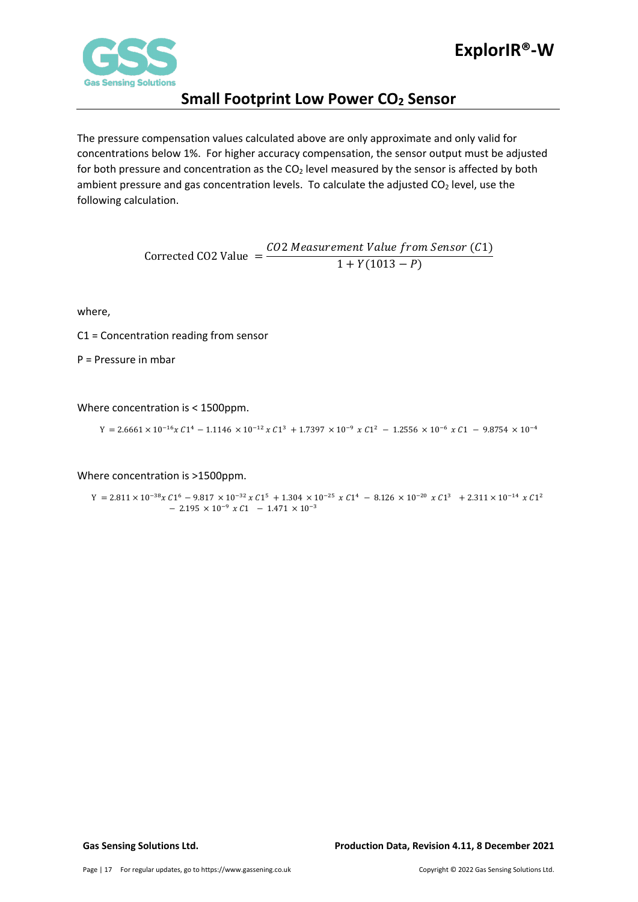The pressure compensation values calculated above are only approximate and only valid for concentrations below 1%. For higher accuracy compensation, the sensor output must be adjusted for both pressure and concentration as the $CO_2$ level measured by the sensor is affected by both ambient pressure and gas concentration levels. To calculate the adjusted $CO_2$ level, use the following calculation.

$$\text{Corrected CO2 Value } = \frac{CO2\ Measurement\ Value\ from\ Sensor\ (C1)}{1 + Y(1013 - P)}$$

where,

C1 = Concentration reading from sensor

P = Pressure in mbar

Where concentration is < 1500ppm.

$$Y = 2.6661 \times 10^{-16} x\ C1^4 - 1.1146 \times 10^{-12}\ x\ C1^3 + 1.7397 \times 10^{-9}\ x\ C1^2 - 1.2556 \times 10^{-6}\ x\ C1 - 9.8754 \times 10^{-4}$$

Where concentration is >1500ppm.

$$Y = 2.811 \times 10^{-38} x\ C1^6 - 9.817 \times 10^{-32}\ x\ C1^5 + 1.304 \times 10^{-25}\ x\ C1^4 - 8.126 \times 10^{-20}\ x\ C1^3 + 2.311 \times 10^{-14}\ x\ C1^2 - 2.195 \times 10^{-9}\ x\ C1 - 1.471 \times 10^{-3}$$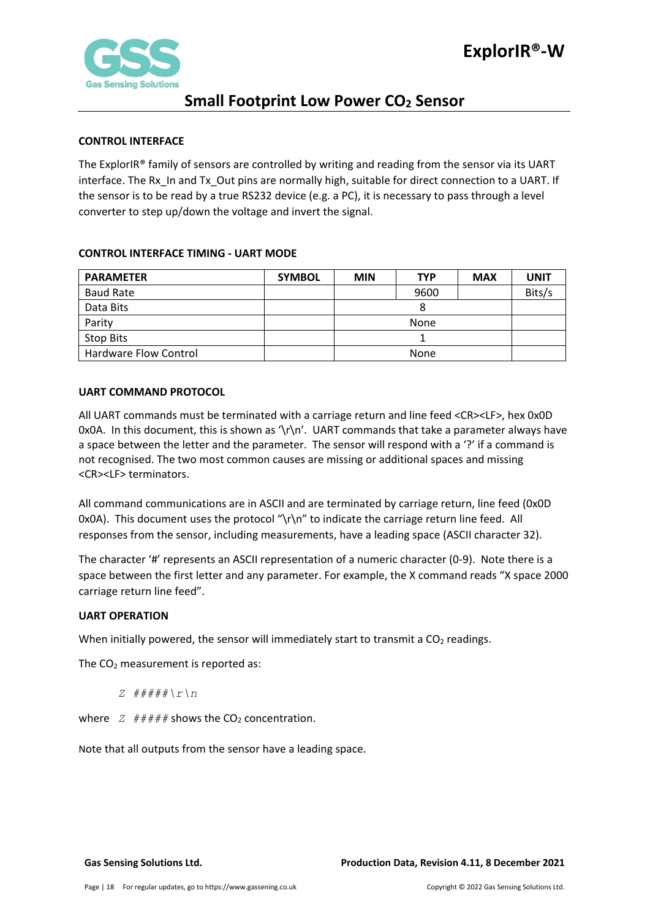## CONTROL INTERFACE

The ExplorIR® family of sensors are controlled by writing and reading from the sensor via its UART interface. The Rx_In and Tx_Out pins are normally high, suitable for direct connection to a UART. If the sensor is to be read by a true RS232 device (e.g. a PC), it is necessary to pass through a level converter to step up/down the voltage and invert the signal.

## CONTROL INTERFACE TIMING - UART MODE

| PARAMETER | SYMBOL | MIN | TYP | MAX | UNIT |
|---|---|---|---|---|---|
| Baud Rate | | | 9600 | | Bits/s |
| Data Bits | | | 8 | | |
| Parity | | | None | | |
| Stop Bits | | | 1 | | |
| Hardware Flow Control | | | None | | |

## UART COMMAND PROTOCOL

All UART commands must be terminated with a carriage return and line feed <CR><LF>, hex 0x0D 0x0A. In this document, this is shown as '\r\n'. UART commands that take a parameter always have a space between the letter and the parameter. The sensor will respond with a '?' if a command is not recognised. The two most common causes are missing or additional spaces and missing <CR><LF> terminators.

All command communications are in ASCII and are terminated by carriage return, line feed (0x0D 0x0A). This document uses the protocol "\r\n" to indicate the carriage return line feed. All responses from the sensor, including measurements, have a leading space (ASCII character 32).

The character '#' represents an ASCII representation of a numeric character (0-9). Note there is a space between the first letter and any parameter. For example, the X command reads "X space 2000 carriage return line feed".

## UART OPERATION

When initially powered, the sensor will immediately start to transmit a $CO_2$ readings.

The $CO_2$ measurement is reported as:

```
Z #####\r\n
```

where `Z #####` shows the $CO_2$ concentration.

Note that all outputs from the sensor have a leading space.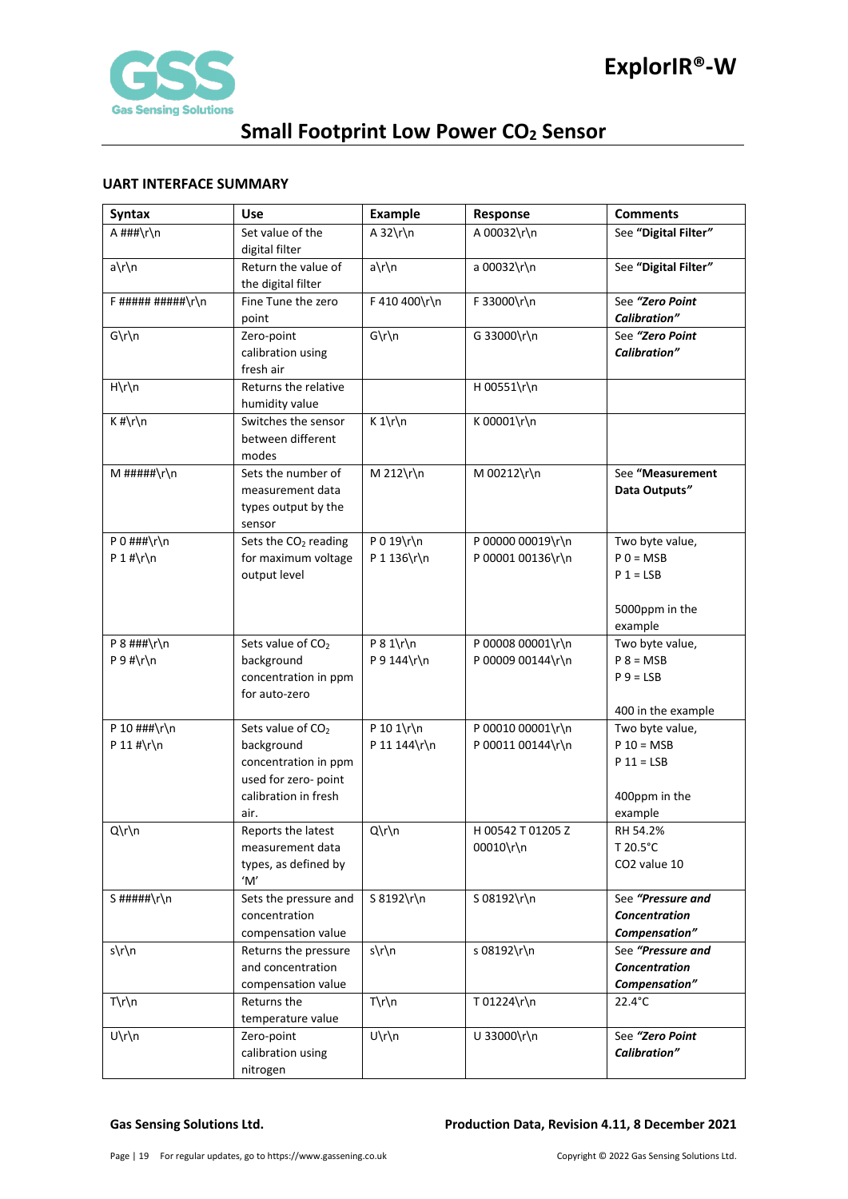### UART INTERFACE SUMMARY

| Syntax | Use | Example | Response | Comments |
|---|---|---|---|---|
| A ###\r\n | Set value of the digital filter | A 32\r\n | A 00032\r\n | See **"Digital Filter"** |
| a\r\n | Return the value of the digital filter | a\r\n | a 00032\r\n | See **"Digital Filter"** |
| F ##### #####\r\n | Fine Tune the zero point | F 410 400\r\n | F 33000\r\n | See ***"Zero Point Calibration"*** |
| G\r\n | Zero-point calibration using fresh air | G\r\n | G 33000\r\n | See ***"Zero Point Calibration"*** |
| H\r\n | Returns the relative humidity value | | H 00551\r\n | |
| K #\r\n | Switches the sensor between different modes | K 1\r\n | K 00001\r\n | |
| M #####\r\n | Sets the number of measurement data types output by the sensor | M 212\r\n | M 00212\r\n | See **"Measurement Data Outputs"** |
| P 0 ###\r\n<br>P 1 #\r\n | Sets the $CO_2$ reading for maximum voltage output level | P 0 19\r\n<br>P 1 136\r\n | P 00000 00019\r\n<br>P 00001 00136\r\n | Two byte value,<br>P 0 = MSB<br>P 1 = LSB<br><br>5000ppm in the example |
| P 8 ###\r\n<br>P 9 #\r\n | Sets value of $CO_2$ background concentration in ppm for auto-zero | P 8 1\r\n<br>P 9 144\r\n | P 00008 00001\r\n<br>P 00009 00144\r\n | Two byte value,<br>P 8 = MSB<br>P 9 = LSB<br><br>400 in the example |
| P 10 ###\r\n<br>P 11 #\r\n | Sets value of $CO_2$ background concentration in ppm used for zero- point calibration in fresh air. | P 10 1\r\n<br>P 11 144\r\n | P 00010 00001\r\n<br>P 00011 00144\r\n | Two byte value,<br>P 10 = MSB<br>P 11 = LSB<br><br>400ppm in the example |
| Q\r\n | Reports the latest measurement data types, as defined by 'M' | Q\r\n | H 00542 T 01205 Z 00010\r\n | RH 54.2%<br>T 20.5°C<br>CO2 value 10 |
| S #####\r\n | Sets the pressure and concentration compensation value | S 8192\r\n | S 08192\r\n | See ***"Pressure and Concentration Compensation"*** |
| s\r\n | Returns the pressure and concentration compensation value | s\r\n | s 08192\r\n | See ***"Pressure and Concentration Compensation"*** |
| T\r\n | Returns the temperature value | T\r\n | T 01224\r\n | 22.4°C |
| U\r\n | Zero-point calibration using nitrogen | U\r\n | U 33000\r\n | See ***"Zero Point Calibration"*** |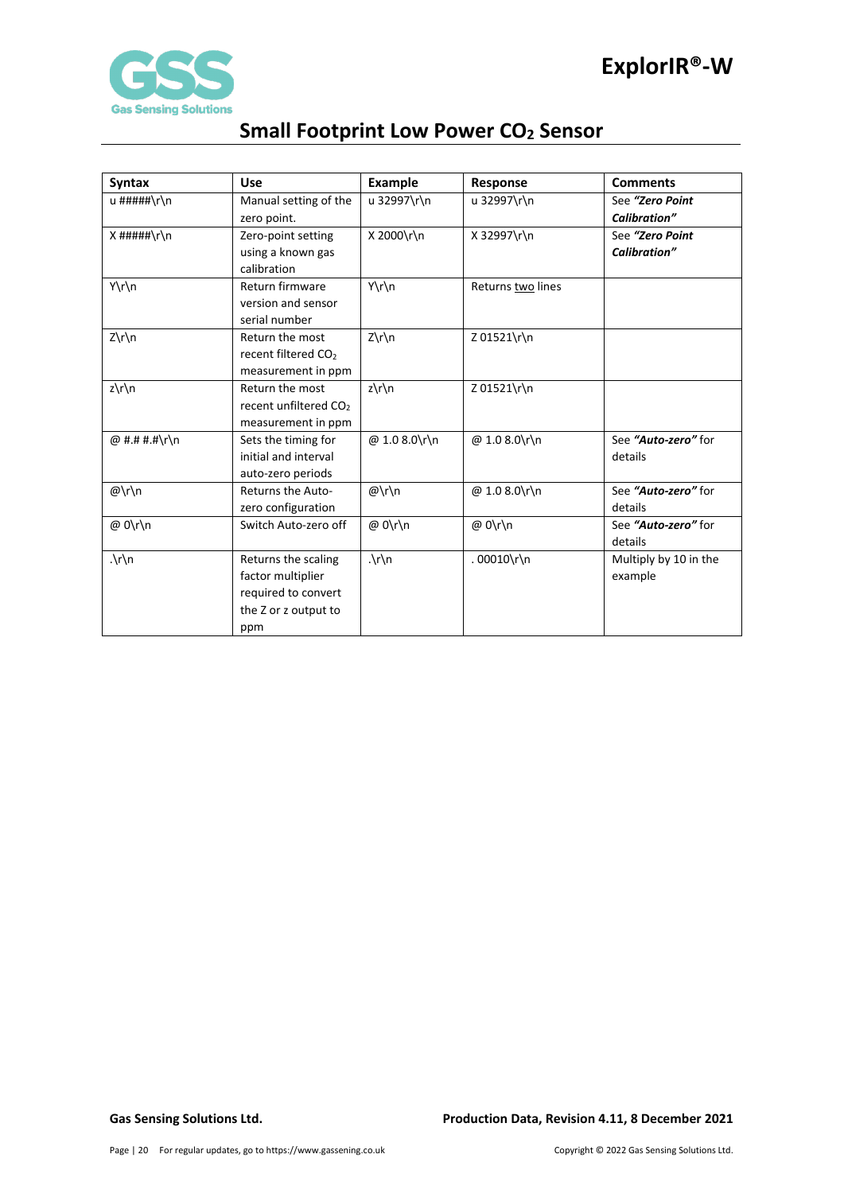| Syntax | Use | Example | Response | Comments |
|---|---|---|---|---|
| u #####\r\n | Manual setting of the zero point. | u 32997\r\n | u 32997\r\n | See ***"Zero Point Calibration"*** |
| X #####\r\n | Zero-point setting using a known gas calibration | X 2000\r\n | X 32997\r\n | See ***"Zero Point Calibration"*** |
| Y\r\n | Return firmware version and sensor serial number | Y\r\n | Returns <u>two</u> lines | |
| Z\r\n | Return the most recent filtered $CO_2$ measurement in ppm | Z\r\n | Z 01521\r\n | |
| z\r\n | Return the most recent unfiltered $CO_2$ measurement in ppm | z\r\n | Z 01521\r\n | |
| @ #.# #.#\r\n | Sets the timing for initial and interval auto-zero periods | @ 1.0 8.0\r\n | @ 1.0 8.0\r\n | See ***"Auto-zero"*** for details |
| @\r\n | Returns the Auto-zero configuration | @\r\n | @ 1.0 8.0\r\n | See ***"Auto-zero"*** for details |
| @ 0\r\n | Switch Auto-zero off | @ 0\r\n | @ 0\r\n | See ***"Auto-zero"*** for details |
| .\r\n | Returns the scaling factor multiplier required to convert the Z or z output to ppm | .\r\n | . 00010\r\n | Multiply by 10 in the example |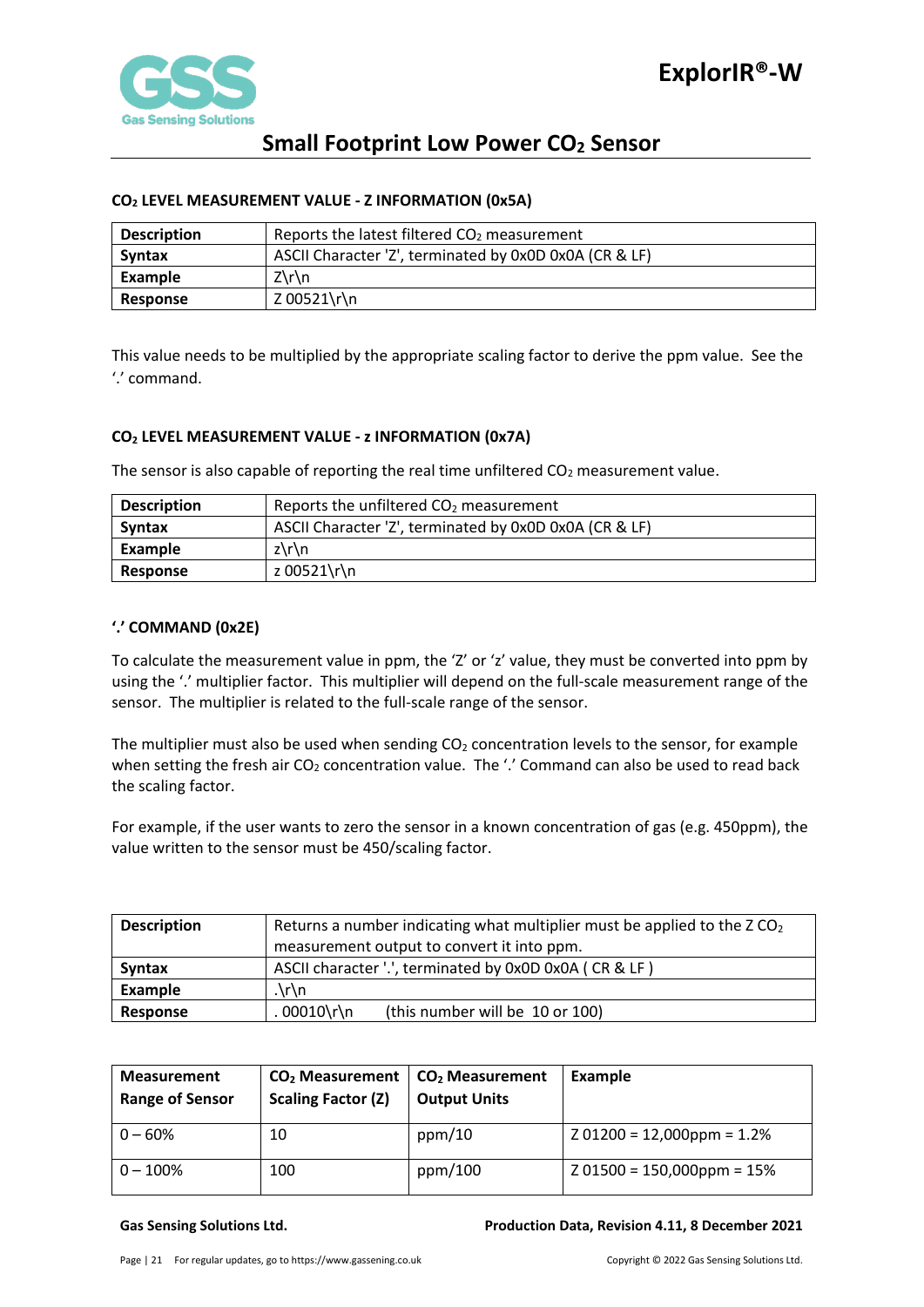### $CO_2$ LEVEL MEASUREMENT VALUE - Z INFORMATION (0x5A)

| | |
|---|---|
| **Description** | Reports the latest filtered $CO_2$ measurement |
| **Syntax** | ASCII Character 'Z', terminated by 0x0D 0x0A (CR & LF) |
| **Example** | Z\r\n |
| **Response** | Z 00521\r\n |

This value needs to be multiplied by the appropriate scaling factor to derive the ppm value. See the '.' command.

### $CO_2$ LEVEL MEASUREMENT VALUE - z INFORMATION (0x7A)

The sensor is also capable of reporting the real time unfiltered $CO_2$ measurement value.

| | |
|---|---|
| **Description** | Reports the unfiltered $CO_2$ measurement |
| **Syntax** | ASCII Character 'Z', terminated by 0x0D 0x0A (CR & LF) |
| **Example** | z\r\n |
| **Response** | z 00521\r\n |

### '.' COMMAND (0x2E)

To calculate the measurement value in ppm, the 'Z' or 'z' value, they must be converted into ppm by using the '.' multiplier factor. This multiplier will depend on the full-scale measurement range of the sensor. The multiplier is related to the full-scale range of the sensor.

The multiplier must also be used when sending $CO_2$ concentration levels to the sensor, for example when setting the fresh air $CO_2$ concentration value. The '.' Command can also be used to read back the scaling factor.

For example, if the user wants to zero the sensor in a known concentration of gas (e.g. 450ppm), the value written to the sensor must be 450/scaling factor.

| | |
|---|---|
| **Description** | Returns a number indicating what multiplier must be applied to the Z $CO_2$ measurement output to convert it into ppm. |
| **Syntax** | ASCII character '.', terminated by 0x0D 0x0A ( CR & LF ) |
| **Example** | .\r\n |
| **Response** | . 00010\r\n (this number will be 10 or 100) |

| **Measurement Range of Sensor** | **$CO_2$ Measurement Scaling Factor (Z)** | **$CO_2$ Measurement Output Units** | **Example** |
|---|---|---|---|
| 0 – 60% | 10 | ppm/10 | Z 01200 = 12,000ppm = 1.2% |
| 0 – 100% | 100 | ppm/100 | Z 01500 = 150,000ppm = 15% |

**Gas Sensing Solutions Ltd.** **Production Data, Revision 4.11, 8 December 2021**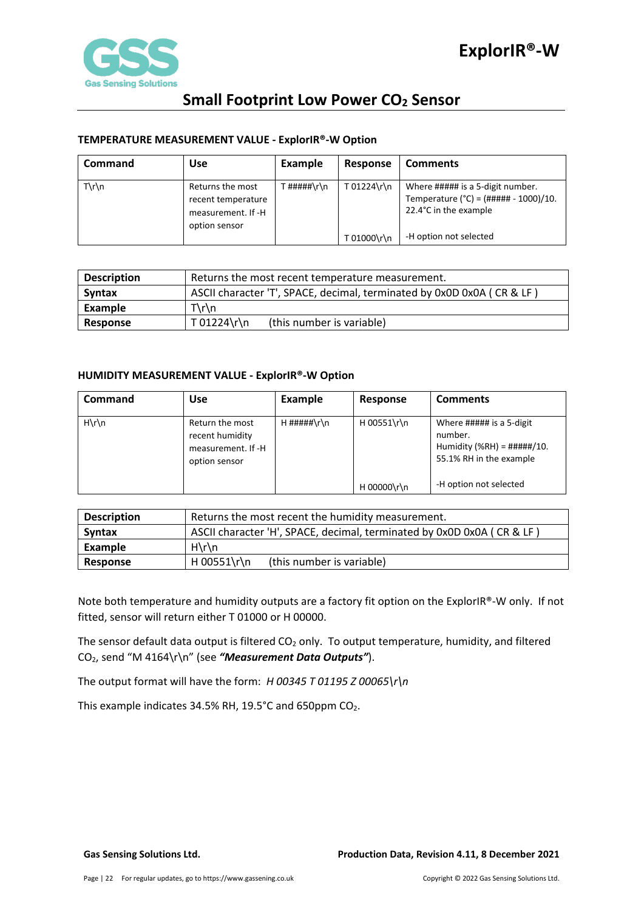### TEMPERATURE MEASUREMENT VALUE - ExplorIR®-W Option

| Command | Use | Example | Response | Comments |
|---|---|---|---|---|
| T\r\n | Returns the most recent temperature measurement. If -H option sensor | T #####\r\n | T 01224\r\n | Where ##### is a 5-digit number. Temperature (°C) = (##### - 1000)/10. 22.4°C in the example |
| | | | T 01000\r\n | -H option not selected |

| **Description** | Returns the most recent temperature measurement. |
|---|---|
| **Syntax** | ASCII character 'T', SPACE, decimal, terminated by 0x0D 0x0A ( CR & LF ) |
| **Example** | T\r\n |
| **Response** | T 01224\r\n (this number is variable) |

### HUMIDITY MEASUREMENT VALUE - ExplorIR®-W Option

| Command | Use | Example | Response | Comments |
|---|---|---|---|---|
| H\r\n | Return the most recent humidity measurement. If -H option sensor | H #####\r\n | H 00551\r\n | Where ##### is a 5-digit number. Humidity (%RH) = #####/10. 55.1% RH in the example |
| | | | H 00000\r\n | -H option not selected |

| **Description** | Returns the most recent the humidity measurement. |
|---|---|
| **Syntax** | ASCII character 'H', SPACE, decimal, terminated by 0x0D 0x0A ( CR & LF ) |
| **Example** | H\r\n |
| **Response** | H 00551\r\n (this number is variable) |

Note both temperature and humidity outputs are a factory fit option on the ExplorIR®-W only. If not fitted, sensor will return either T 01000 or H 00000.

The sensor default data output is filtered $CO_2$ only. To output temperature, humidity, and filtered $CO_2$, send "M 4164\r\n" (see ***"Measurement Data Outputs"***).

The output format will have the form: *H 00345 T 01195 Z 00065\r\n*

This example indicates 34.5% RH, 19.5°C and 650ppm $CO_2$.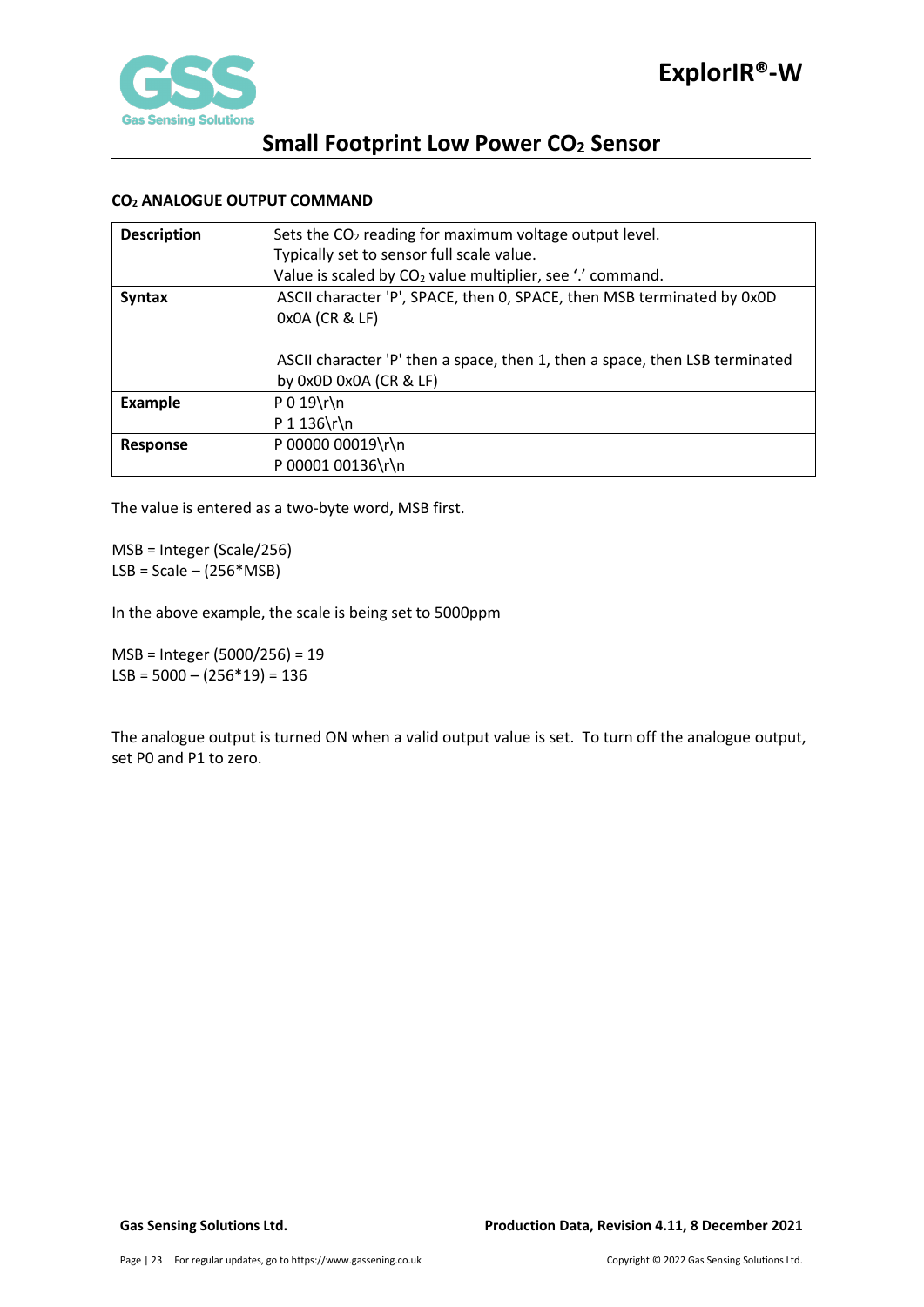### $CO_2$ ANALOGUE OUTPUT COMMAND

| | |
|---|---|
| **Description** | Sets the $CO_2$ reading for maximum voltage output level.<br>Typically set to sensor full scale value.<br>Value is scaled by $CO_2$ value multiplier, see '.' command. |
| **Syntax** | ASCII character 'P', SPACE, then 0, SPACE, then MSB terminated by 0x0D 0x0A (CR & LF)<br><br>ASCII character 'P' then a space, then 1, then a space, then LSB terminated by 0x0D 0x0A (CR & LF) |
| **Example** | P 0 19\r\n<br>P 1 136\r\n |
| **Response** | P 00000 00019\r\n<br>P 00001 00136\r\n |

The value is entered as a two-byte word, MSB first.

MSB = Integer (Scale/256)
LSB = Scale – (256*MSB)

In the above example, the scale is being set to 5000ppm

MSB = Integer (5000/256) = 19
LSB = 5000 – (256*19) = 136

The analogue output is turned ON when a valid output value is set. To turn off the analogue output, set P0 and P1 to zero.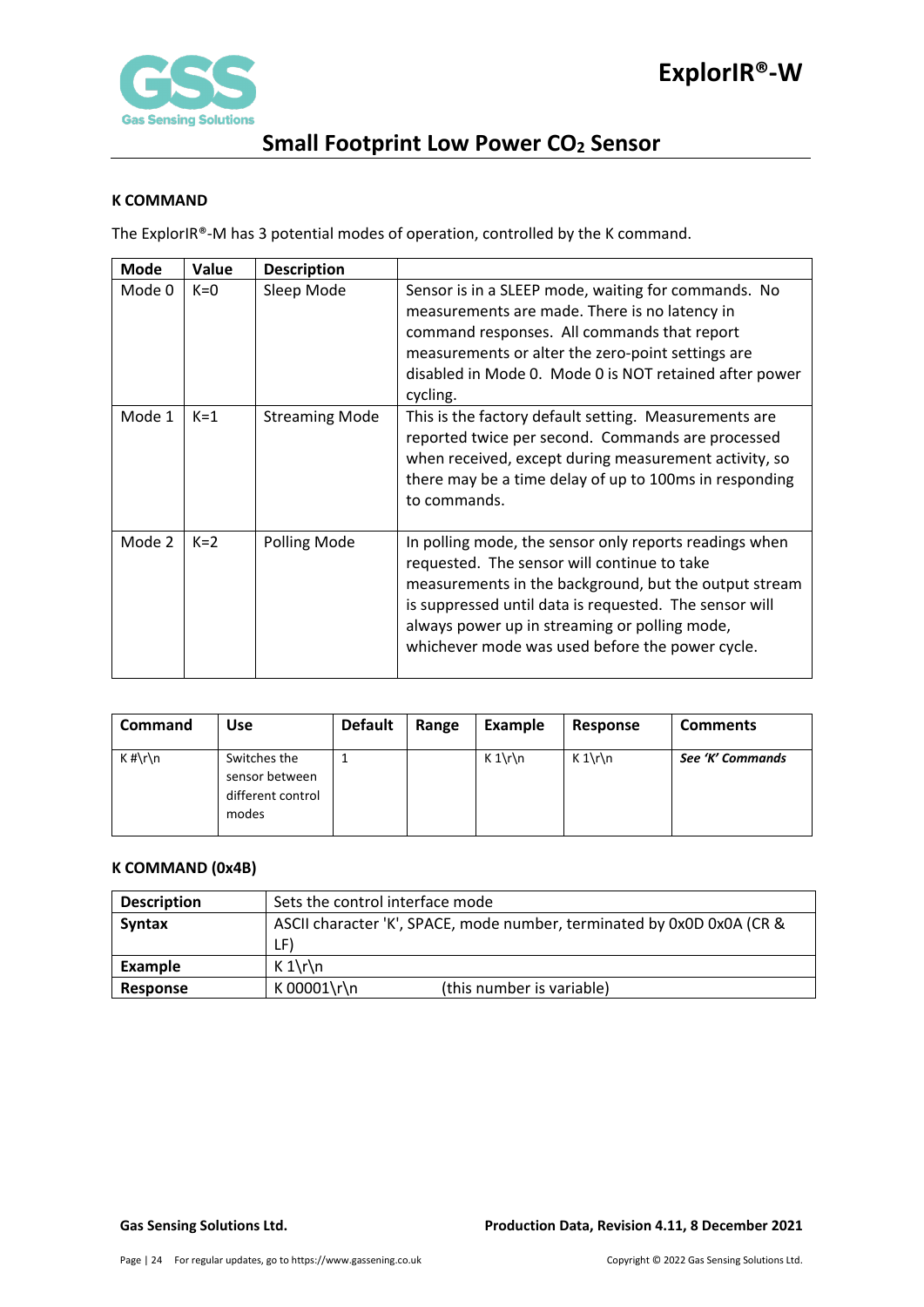### K COMMAND

The ExplorIR®-M has 3 potential modes of operation, controlled by the K command.

| Mode | Value | Description | |
|---|---|---|---|
| Mode 0 | K=0 | Sleep Mode | Sensor is in a SLEEP mode, waiting for commands. No measurements are made. There is no latency in command responses. All commands that report measurements or alter the zero-point settings are disabled in Mode 0. Mode 0 is NOT retained after power cycling. |
| Mode 1 | K=1 | Streaming Mode | This is the factory default setting. Measurements are reported twice per second. Commands are processed when received, except during measurement activity, so there may be a time delay of up to 100ms in responding to commands. |
| Mode 2 | K=2 | Polling Mode | In polling mode, the sensor only reports readings when requested. The sensor will continue to take measurements in the background, but the output stream is suppressed until data is requested. The sensor will always power up in streaming or polling mode, whichever mode was used before the power cycle. |

| Command | Use | Default | Range | Example | Response | Comments |
|---|---|---|---|---|---|---|
| K #\r\n | Switches the sensor between different control modes | 1 | | K 1\r\n | K 1\r\n | ***See 'K' Commands*** |

### K COMMAND (0x4B)

| | |
|---|---|
| **Description** | Sets the control interface mode |
| **Syntax** | ASCII character 'K', SPACE, mode number, terminated by 0x0D 0x0A (CR & LF) |
| **Example** | K 1\r\n |
| **Response** | K 00001\r\n (this number is variable) |

**Gas Sensing Solutions Ltd.** **Production Data, Revision 4.11, 8 December 2021**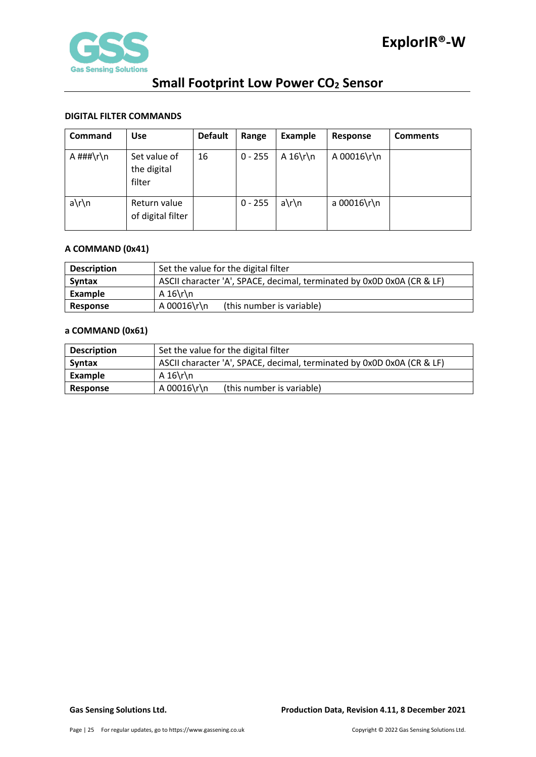#### DIGITAL FILTER COMMANDS

| Command | Use | Default | Range | Example | Response | Comments |
|---|---|---|---|---|---|---|
| A ###\r\n | Set value of the digital filter | 16 | 0 - 255 | A 16\r\n | A 00016\r\n | |
| a\r\n | Return value of digital filter | | 0 - 255 | a\r\n | a 00016\r\n | |

#### A COMMAND (0x41)

| | |
|---|---|
| **Description** | Set the value for the digital filter |
| **Syntax** | ASCII character 'A', SPACE, decimal, terminated by 0x0D 0x0A (CR & LF) |
| **Example** | A 16\r\n |
| **Response** | A 00016\r\n (this number is variable) |

#### a COMMAND (0x61)

| | |
|---|---|
| **Description** | Set the value for the digital filter |
| **Syntax** | ASCII character 'A', SPACE, decimal, terminated by 0x0D 0x0A (CR & LF) |
| **Example** | A 16\r\n |
| **Response** | A 00016\r\n (this number is variable) |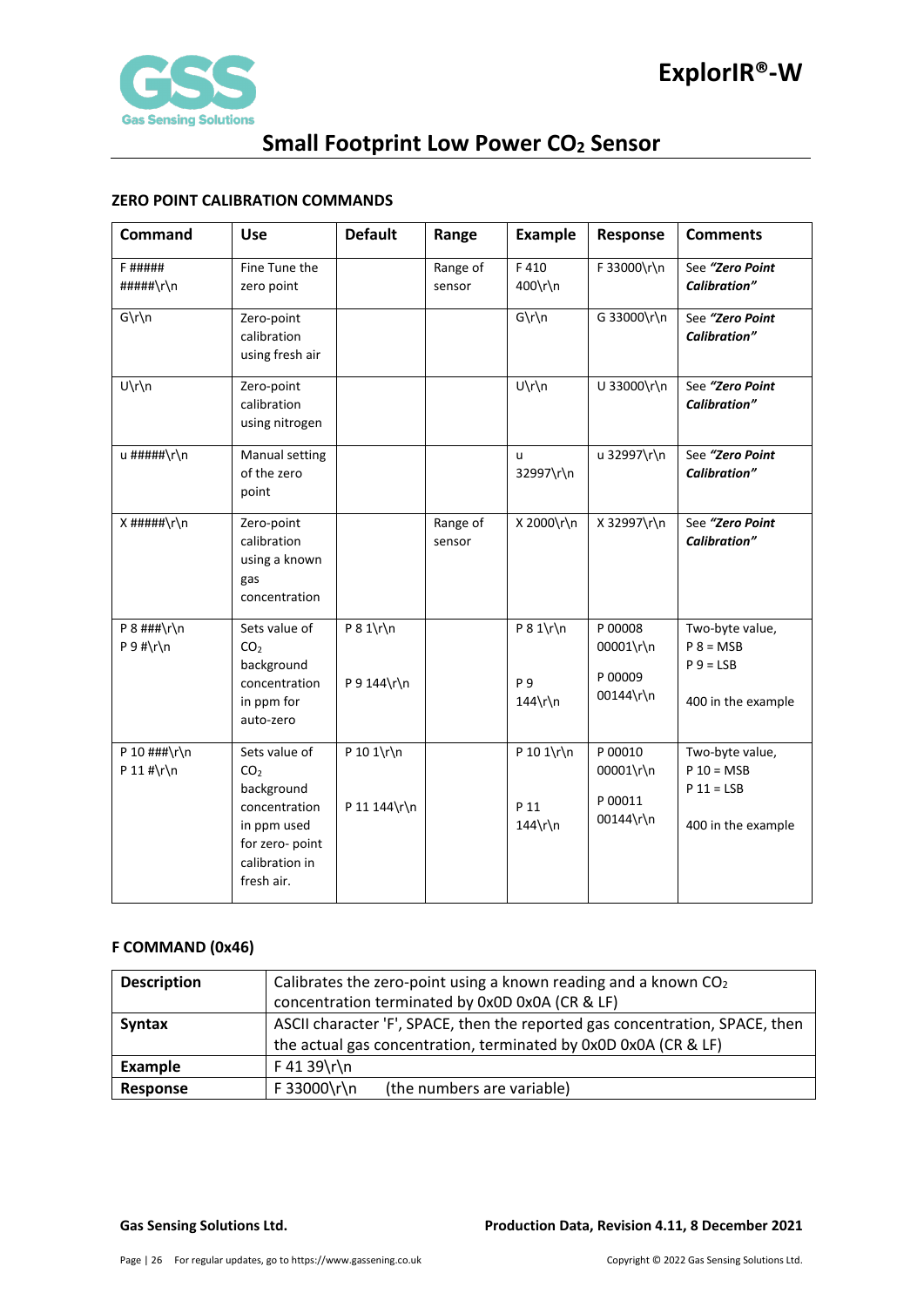## ZERO POINT CALIBRATION COMMANDS

| Command | Use | Default | Range | Example | Response | Comments |
|---|---|---|---|---|---|---|
| F ##### #####\r\n | Fine Tune the zero point | | Range of sensor | F 410 400\r\n | F 33000\r\n | See ***"Zero Point Calibration"*** |
| G\r\n | Zero-point calibration using fresh air | | | G\r\n | G 33000\r\n | See ***"Zero Point Calibration"*** |
| U\r\n | Zero-point calibration using nitrogen | | | U\r\n | U 33000\r\n | See ***"Zero Point Calibration"*** |
| u #####\r\n | Manual setting of the zero point | | | u 32997\r\n | u 32997\r\n | See ***"Zero Point Calibration"*** |
| X #####\r\n | Zero-point calibration using a known gas concentration | | Range of sensor | X 2000\r\n | X 32997\r\n | See ***"Zero Point Calibration"*** |
| P 8 ###\r\n P 9 #\r\n | Sets value of $CO_2$ background concentration in ppm for auto-zero | P 8 1\r\n P 9 144\r\n | | P 8 1\r\n P 9 144\r\n | P 00008 00001\r\n P 00009 00144\r\n | Two-byte value, P 8 = MSB P 9 = LSB 400 in the example |
| P 10 ###\r\n P 11 #\r\n | Sets value of $CO_2$ background concentration in ppm used for zero- point calibration in fresh air. | P 10 1\r\n P 11 144\r\n | | P 10 1\r\n P 11 144\r\n | P 00010 00001\r\n P 00011 00144\r\n | Two-byte value, P 10 = MSB P 11 = LSB 400 in the example |

## F COMMAND (0x46)

| | |
|---|---|
| **Description** | Calibrates the zero-point using a known reading and a known $CO_2$ concentration terminated by 0x0D 0x0A (CR & LF) |
| **Syntax** | ASCII character 'F', SPACE, then the reported gas concentration, SPACE, then the actual gas concentration, terminated by 0x0D 0x0A (CR & LF) |
| **Example** | F 41 39\r\n |
| **Response** | F 33000\r\n (the numbers are variable) |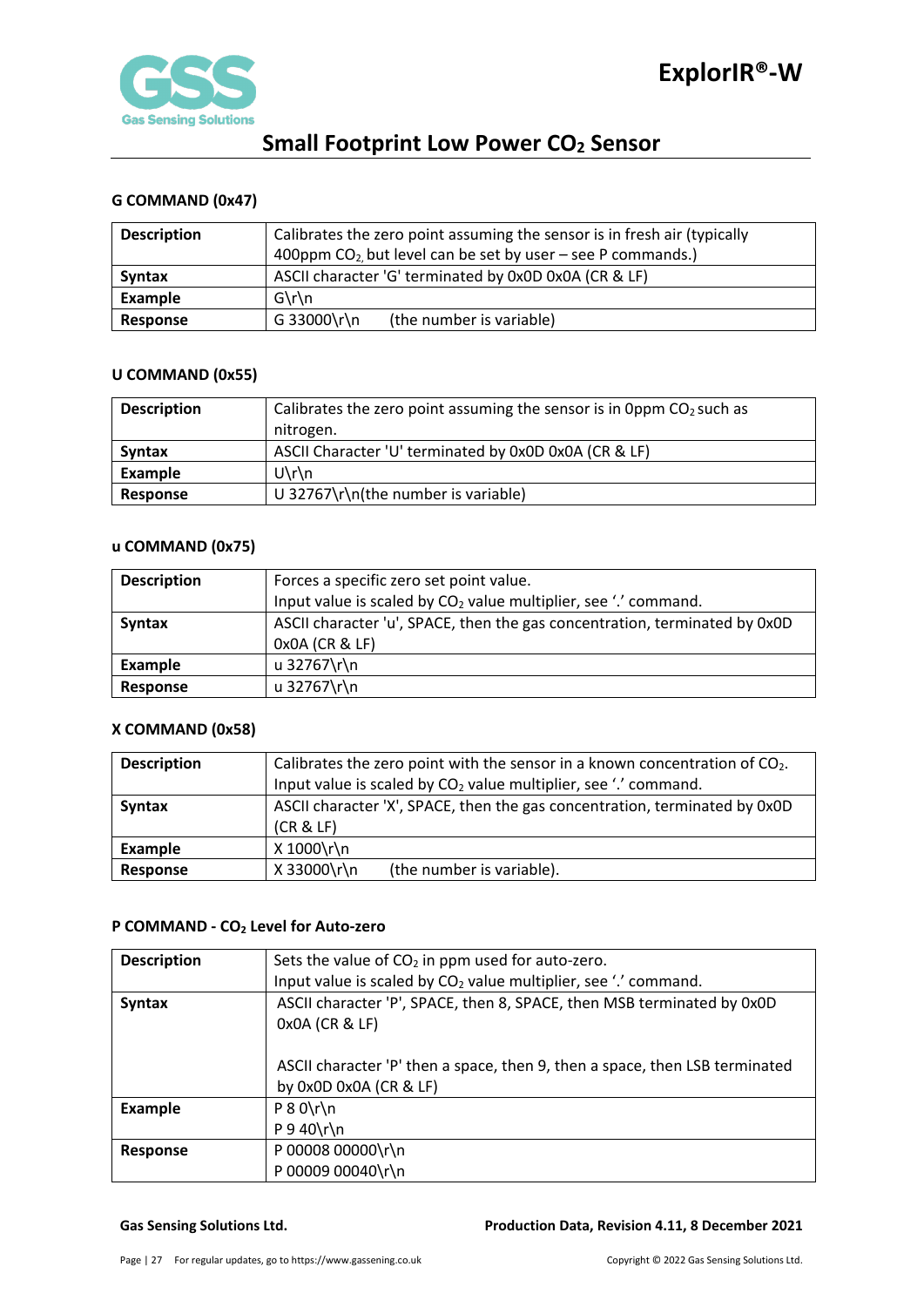### G COMMAND (0x47)

| | |
|---|---|
| **Description** | Calibrates the zero point assuming the sensor is in fresh air (typically 400ppm $CO_2$, but level can be set by user – see P commands.) |
| **Syntax** | ASCII character 'G' terminated by 0x0D 0x0A (CR & LF) |
| **Example** | G\r\n |
| **Response** | G 33000\r\n (the number is variable) |

### U COMMAND (0x55)

| | |
|---|---|
| **Description** | Calibrates the zero point assuming the sensor is in 0ppm $CO_2$ such as nitrogen. |
| **Syntax** | ASCII Character 'U' terminated by 0x0D 0x0A (CR & LF) |
| **Example** | U\r\n |
| **Response** | U 32767\r\n(the number is variable) |

### u COMMAND (0x75)

| | |
|---|---|
| **Description** | Forces a specific zero set point value. Input value is scaled by $CO_2$ value multiplier, see '.' command. |
| **Syntax** | ASCII character 'u', SPACE, then the gas concentration, terminated by 0x0D 0x0A (CR & LF) |
| **Example** | u 32767\r\n |
| **Response** | u 32767\r\n |

### X COMMAND (0x58)

| | |
|---|---|
| **Description** | Calibrates the zero point with the sensor in a known concentration of $CO_2$. Input value is scaled by $CO_2$ value multiplier, see '.' command. |
| **Syntax** | ASCII character 'X', SPACE, then the gas concentration, terminated by 0x0D (CR & LF) |
| **Example** | X 1000\r\n |
| **Response** | X 33000\r\n (the number is variable). |

### P COMMAND - $CO_2$ Level for Auto-zero

| | |
|---|---|
| **Description** | Sets the value of $CO_2$ in ppm used for auto-zero. Input value is scaled by $CO_2$ value multiplier, see '.' command. |
| **Syntax** | ASCII character 'P', SPACE, then 8, SPACE, then MSB terminated by 0x0D 0x0A (CR & LF)<br><br>ASCII character 'P' then a space, then 9, then a space, then LSB terminated by 0x0D 0x0A (CR & LF) |
| **Example** | P 8 0\r\n<br>P 9 40\r\n |
| **Response** | P 00008 00000\r\n<br>P 00009 00040\r\n |

**Gas Sensing Solutions Ltd.** **Production Data, Revision 4.11, 8 December 2021**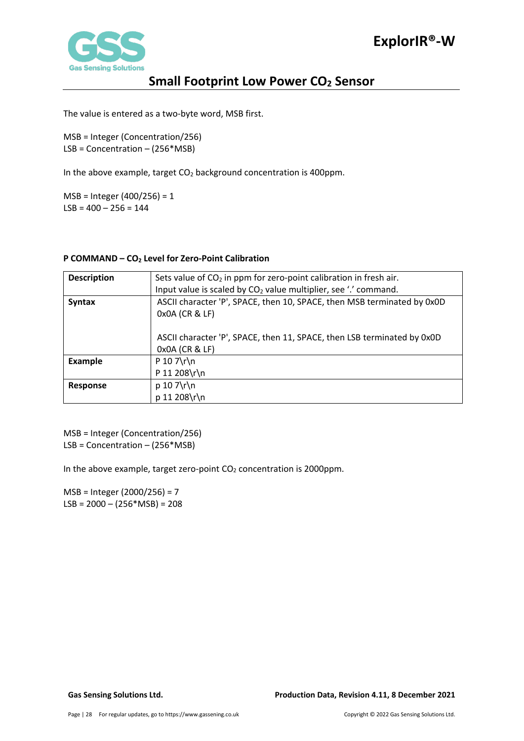The value is entered as a two-byte word, MSB first.

MSB = Integer (Concentration/256)
LSB = Concentration – (256*MSB)

In the above example, target $CO_2$ background concentration is 400ppm.

MSB = Integer (400/256) = 1
LSB = 400 – 256 = 144

#### P COMMAND – $CO_2$ Level for Zero-Point Calibration

| **Description** | Sets value of $CO_2$ in ppm for zero-point calibration in fresh air. Input value is scaled by $CO_2$ value multiplier, see '.' command. |
|---|---|
| **Syntax** | ASCII character 'P', SPACE, then 10, SPACE, then MSB terminated by 0x0D 0x0A (CR & LF)<br><br>ASCII character 'P', SPACE, then 11, SPACE, then LSB terminated by 0x0D 0x0A (CR & LF) |
| **Example** | P 10 7\r\n<br>P 11 208\r\n |
| **Response** | p 10 7\r\n<br>p 11 208\r\n |

MSB = Integer (Concentration/256)
LSB = Concentration – (256*MSB)

In the above example, target zero-point $CO_2$ concentration is 2000ppm.

MSB = Integer (2000/256) = 7
LSB = 2000 – (256*MSB) = 208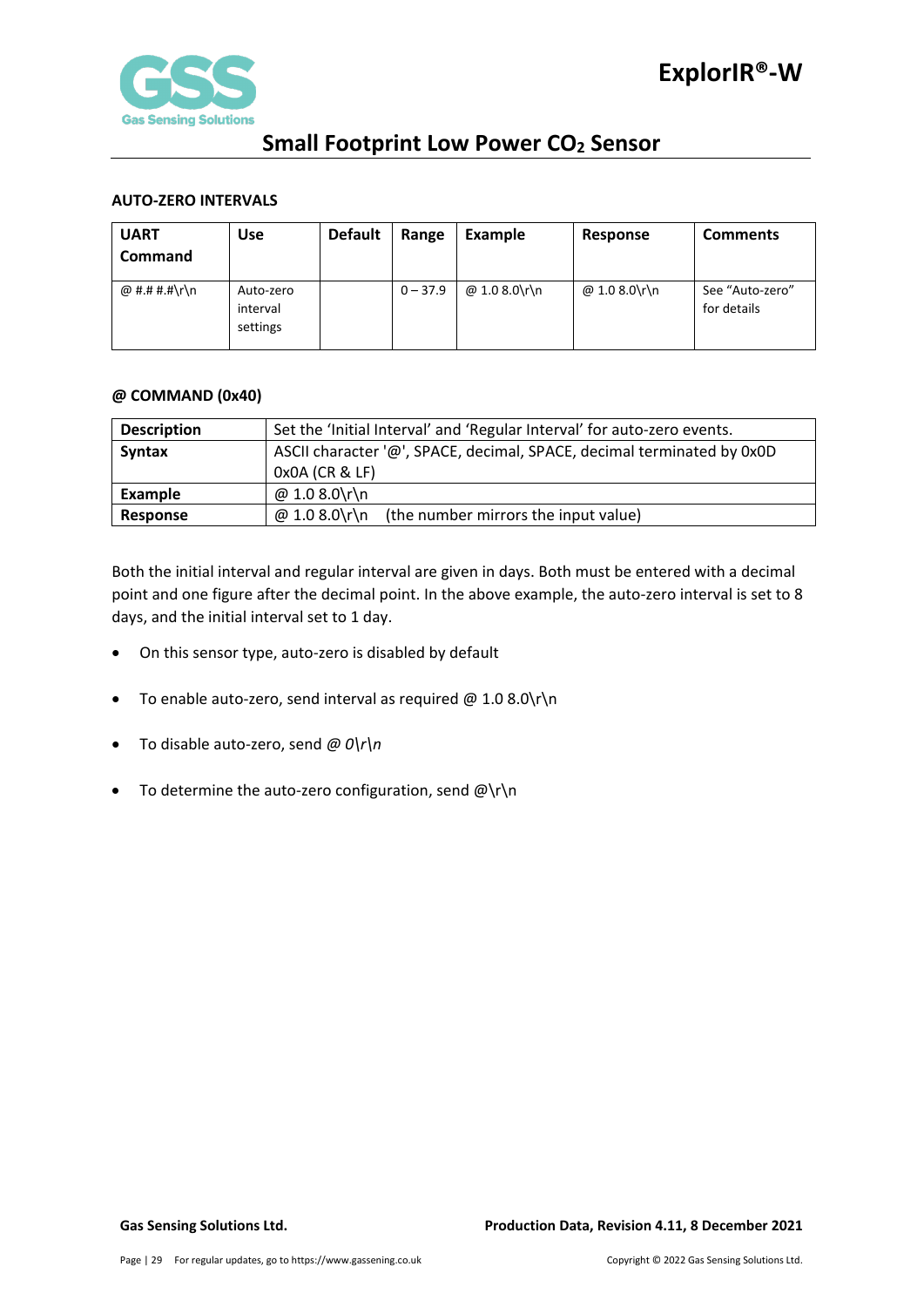#### AUTO-ZERO INTERVALS

| UART Command | Use | Default | Range | Example | Response | Comments |
|---|---|---|---|---|---|---|
| @ #.# #.#\r\n | Auto-zero interval settings | | 0 – 37.9 | @ 1.0 8.0\r\n | @ 1.0 8.0\r\n | See "Auto-zero" for details |

#### @ COMMAND (0x40)

| Description | Set the 'Initial Interval' and 'Regular Interval' for auto-zero events. |
|---|---|
| **Syntax** | ASCII character '@', SPACE, decimal, SPACE, decimal terminated by 0x0D 0x0A (CR & LF) |
| **Example** | @ 1.0 8.0\r\n |
| **Response** | @ 1.0 8.0\r\n (the number mirrors the input value) |

Both the initial interval and regular interval are given in days. Both must be entered with a decimal point and one figure after the decimal point. In the above example, the auto-zero interval is set to 8 days, and the initial interval set to 1 day.

- On this sensor type, auto-zero is disabled by default
- To enable auto-zero, send interval as required @ 1.0 8.0\r\n
- To disable auto-zero, send *@ 0\r\n*
- To determine the auto-zero configuration, send @\r\n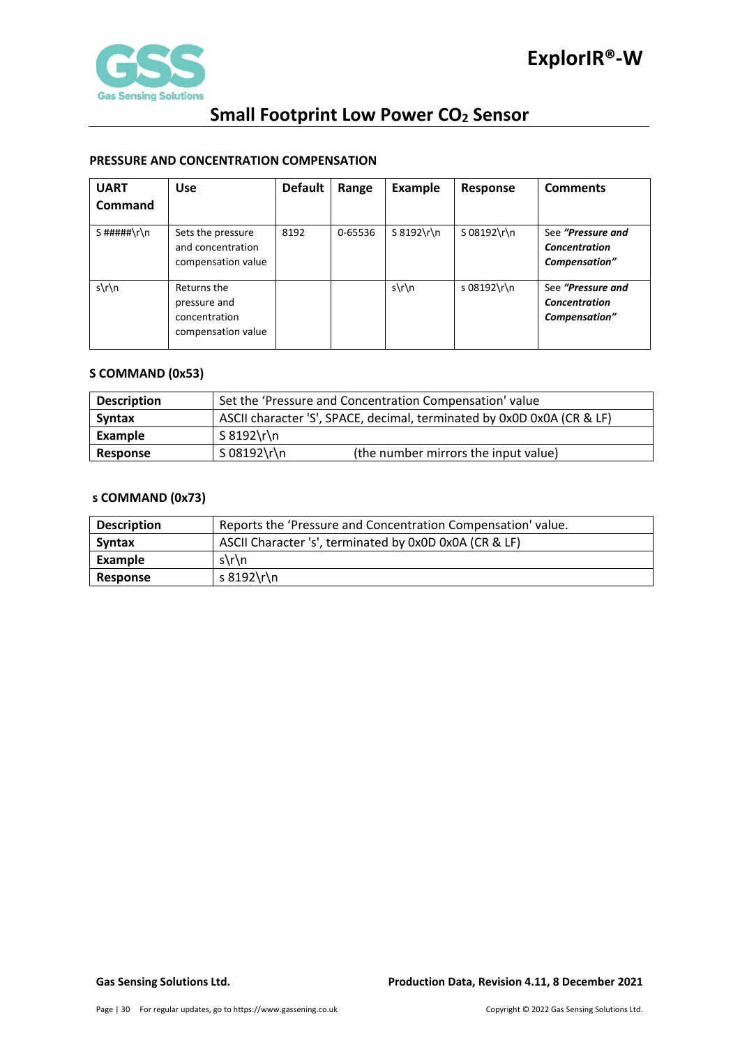## PRESSURE AND CONCENTRATION COMPENSATION

| UART Command | Use | Default | Range | Example | Response | Comments |
|---|---|---|---|---|---|---|
| S #####\r\n | Sets the pressure and concentration compensation value | 8192 | 0-65536 | S 8192\r\n | S 08192\r\n | See ***"Pressure and Concentration Compensation"*** |
| s\r\n | Returns the pressure and concentration compensation value | | | s\r\n | s 08192\r\n | See ***"Pressure and Concentration Compensation"*** |

## S COMMAND (0x53)

| | |
|---|---|
| **Description** | Set the 'Pressure and Concentration Compensation' value |
| **Syntax** | ASCII character 'S', SPACE, decimal, terminated by 0x0D 0x0A (CR & LF) |
| **Example** | S 8192\r\n |
| **Response** | S 08192\r\n (the number mirrors the input value) |

## s COMMAND (0x73)

| | |
|---|---|
| **Description** | Reports the 'Pressure and Concentration Compensation' value. |
| **Syntax** | ASCII Character 's', terminated by 0x0D 0x0A (CR & LF) |
| **Example** | s\r\n |
| **Response** | s 8192\r\n |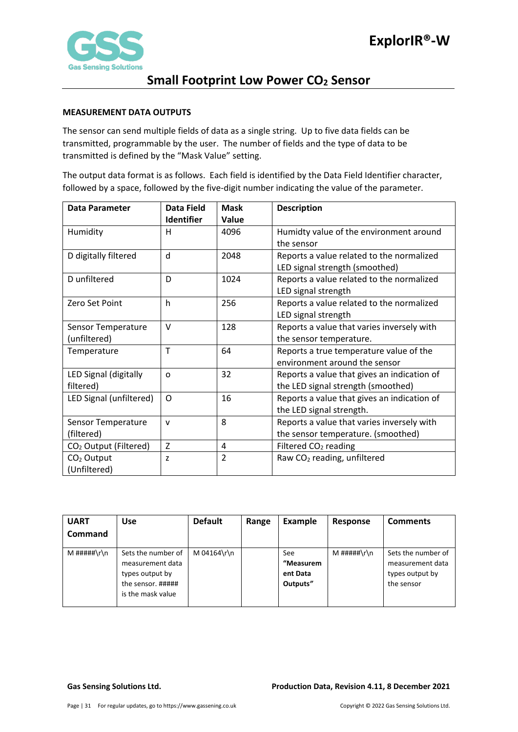#### MEASUREMENT DATA OUTPUTS

The sensor can send multiple fields of data as a single string. Up to five data fields can be transmitted, programmable by the user. The number of fields and the type of data to be transmitted is defined by the "Mask Value" setting.

The output data format is as follows. Each field is identified by the Data Field Identifier character, followed by a space, followed by the five-digit number indicating the value of the parameter.

| Data Parameter | Data Field Identifier | Mask Value | Description |
|---|---|---|---|
| Humidity | H | 4096 | Humidty value of the environment around the sensor |
| D digitally filtered | d | 2048 | Reports a value related to the normalized LED signal strength (smoothed) |
| D unfiltered | D | 1024 | Reports a value related to the normalized LED signal strength |
| Zero Set Point | h | 256 | Reports a value related to the normalized LED signal strength |
| Sensor Temperature (unfiltered) | V | 128 | Reports a value that varies inversely with the sensor temperature. |
| Temperature | T | 64 | Reports a true temperature value of the environment around the sensor |
| LED Signal (digitally filtered) | o | 32 | Reports a value that gives an indication of the LED signal strength (smoothed) |
| LED Signal (unfiltered) | O | 16 | Reports a value that gives an indication of the LED signal strength. |
| Sensor Temperature (filtered) | v | 8 | Reports a value that varies inversely with the sensor temperature. (smoothed) |
| $CO_2$ Output (Filtered) | Z | 4 | Filtered $CO_2$ reading |
| $CO_2$ Output (Unfiltered) | z | 2 | Raw $CO_2$ reading, unfiltered |

| UART Command | Use | Default | Range | Example | Response | Comments |
|---|---|---|---|---|---|---|
| M #####\r\n | Sets the number of measurement data types output by the sensor. ##### is the mask value | M 04164\r\n | | See **"Measurement Data Outputs"** | M #####\r\n | Sets the number of measurement data types output by the sensor |

Gas Sensing Solutions Ltd. **Production Data, Revision 4.11, 8 December 2021**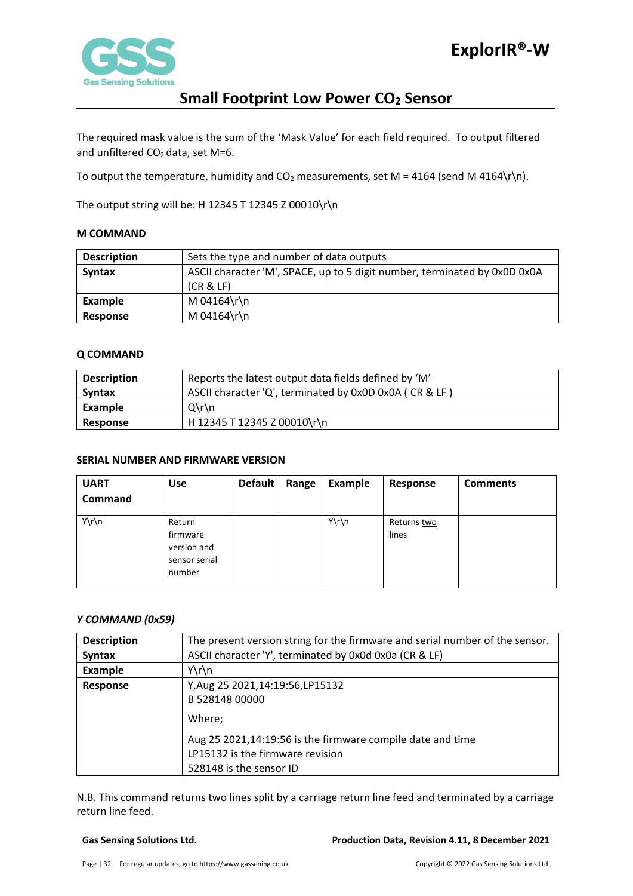The required mask value is the sum of the 'Mask Value' for each field required. To output filtered and unfiltered $CO_2$ data, set M=6.

To output the temperature, humidity and $CO_2$ measurements, set M = 4164 (send M 4164\r\n).

The output string will be: H 12345 T 12345 Z 00010\r\n

#### M COMMAND

| **Description** | Sets the type and number of data outputs |
|---|---|
| **Syntax** | ASCII character 'M', SPACE, up to 5 digit number, terminated by 0x0D 0x0A (CR & LF) |
| **Example** | M 04164\r\n |
| **Response** | M 04164\r\n |

#### Q COMMAND

| **Description** | Reports the latest output data fields defined by 'M' |
|---|---|
| **Syntax** | ASCII character 'Q', terminated by 0x0D 0x0A ( CR & LF ) |
| **Example** | Q\r\n |
| **Response** | H 12345 T 12345 Z 00010\r\n |

#### SERIAL NUMBER AND FIRMWARE VERSION

| UART Command | Use | Default | Range | Example | Response | Comments |
|---|---|---|---|---|---|---|
| Y\r\n | Return firmware version and sensor serial number | | | Y\r\n | Returns two lines | |

#### *Y COMMAND (0x59)*

| **Description** | The present version string for the firmware and serial number of the sensor. |
|---|---|
| **Syntax** | ASCII character 'Y', terminated by 0x0d 0x0a (CR & LF) |
| **Example** | Y\r\n |
| **Response** | Y,Aug 25 2021,14:19:56,LP15132<br>B 528148 00000<br>Where;<br>Aug 25 2021,14:19:56 is the firmware compile date and time<br>LP15132 is the firmware revision<br>528148 is the sensor ID |

N.B. This command returns two lines split by a carriage return line feed and terminated by a carriage return line feed.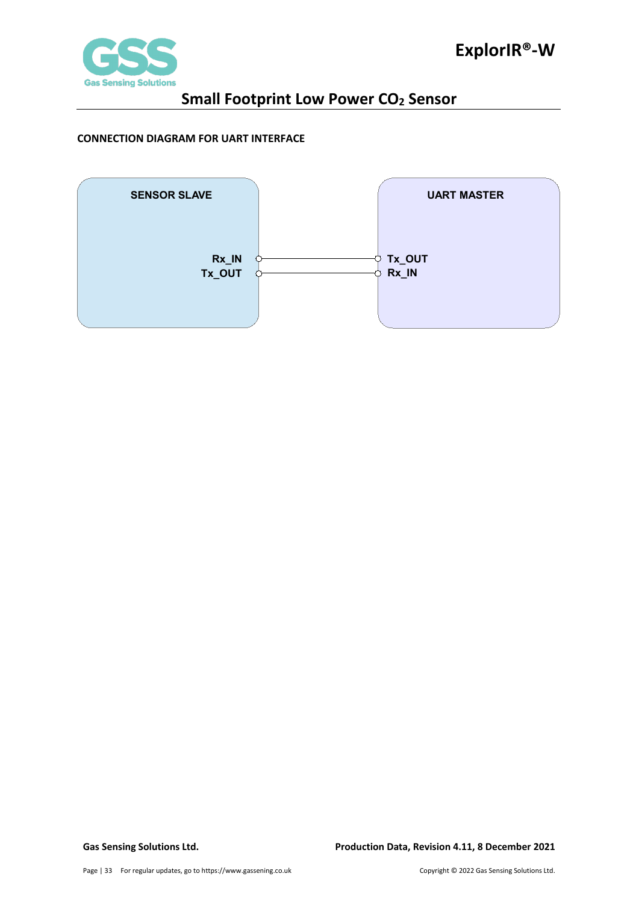**CONNECTION DIAGRAM FOR UART INTERFACE**

SENSOR SLAVE

Rx_IN

Tx_OUT

UART MASTER

Tx_OUT

Rx_IN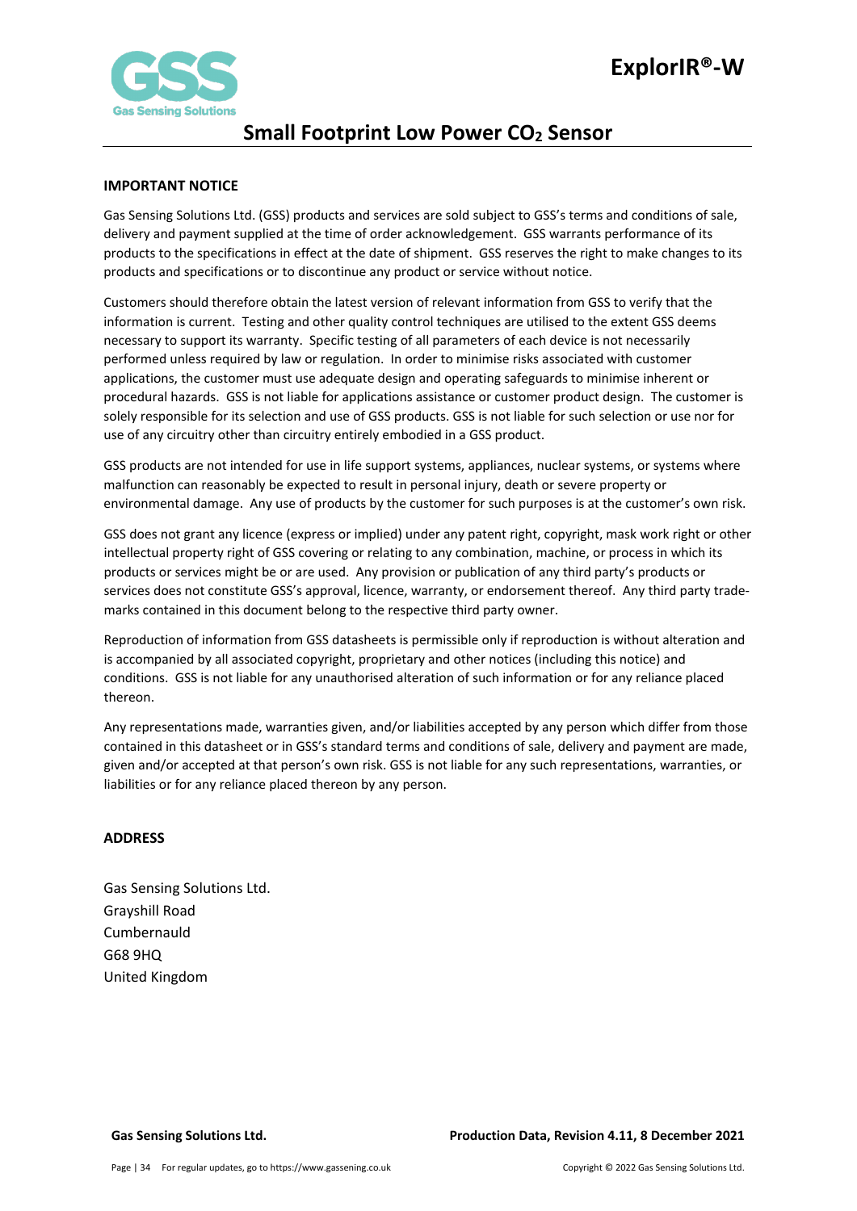## IMPORTANT NOTICE

Gas Sensing Solutions Ltd. (GSS) products and services are sold subject to GSS's terms and conditions of sale, delivery and payment supplied at the time of order acknowledgement. GSS warrants performance of its products to the specifications in effect at the date of shipment. GSS reserves the right to make changes to its products and specifications or to discontinue any product or service without notice.

Customers should therefore obtain the latest version of relevant information from GSS to verify that the information is current. Testing and other quality control techniques are utilised to the extent GSS deems necessary to support its warranty. Specific testing of all parameters of each device is not necessarily performed unless required by law or regulation. In order to minimise risks associated with customer applications, the customer must use adequate design and operating safeguards to minimise inherent or procedural hazards. GSS is not liable for applications assistance or customer product design. The customer is solely responsible for its selection and use of GSS products. GSS is not liable for such selection or use nor for use of any circuitry other than circuitry entirely embodied in a GSS product.

GSS products are not intended for use in life support systems, appliances, nuclear systems, or systems where malfunction can reasonably be expected to result in personal injury, death or severe property or environmental damage. Any use of products by the customer for such purposes is at the customer's own risk.

GSS does not grant any licence (express or implied) under any patent right, copyright, mask work right or other intellectual property right of GSS covering or relating to any combination, machine, or process in which its products or services might be or are used. Any provision or publication of any third party's products or services does not constitute GSS's approval, licence, warranty, or endorsement thereof. Any third party trade-marks contained in this document belong to the respective third party owner.

Reproduction of information from GSS datasheets is permissible only if reproduction is without alteration and is accompanied by all associated copyright, proprietary and other notices (including this notice) and conditions. GSS is not liable for any unauthorised alteration of such information or for any reliance placed thereon.

Any representations made, warranties given, and/or liabilities accepted by any person which differ from those contained in this datasheet or in GSS's standard terms and conditions of sale, delivery and payment are made, given and/or accepted at that person's own risk. GSS is not liable for any such representations, warranties, or liabilities or for any reliance placed thereon by any person.

## ADDRESS

Gas Sensing Solutions Ltd.
Grayshill Road
Cumbernauld
G68 9HQ
United Kingdom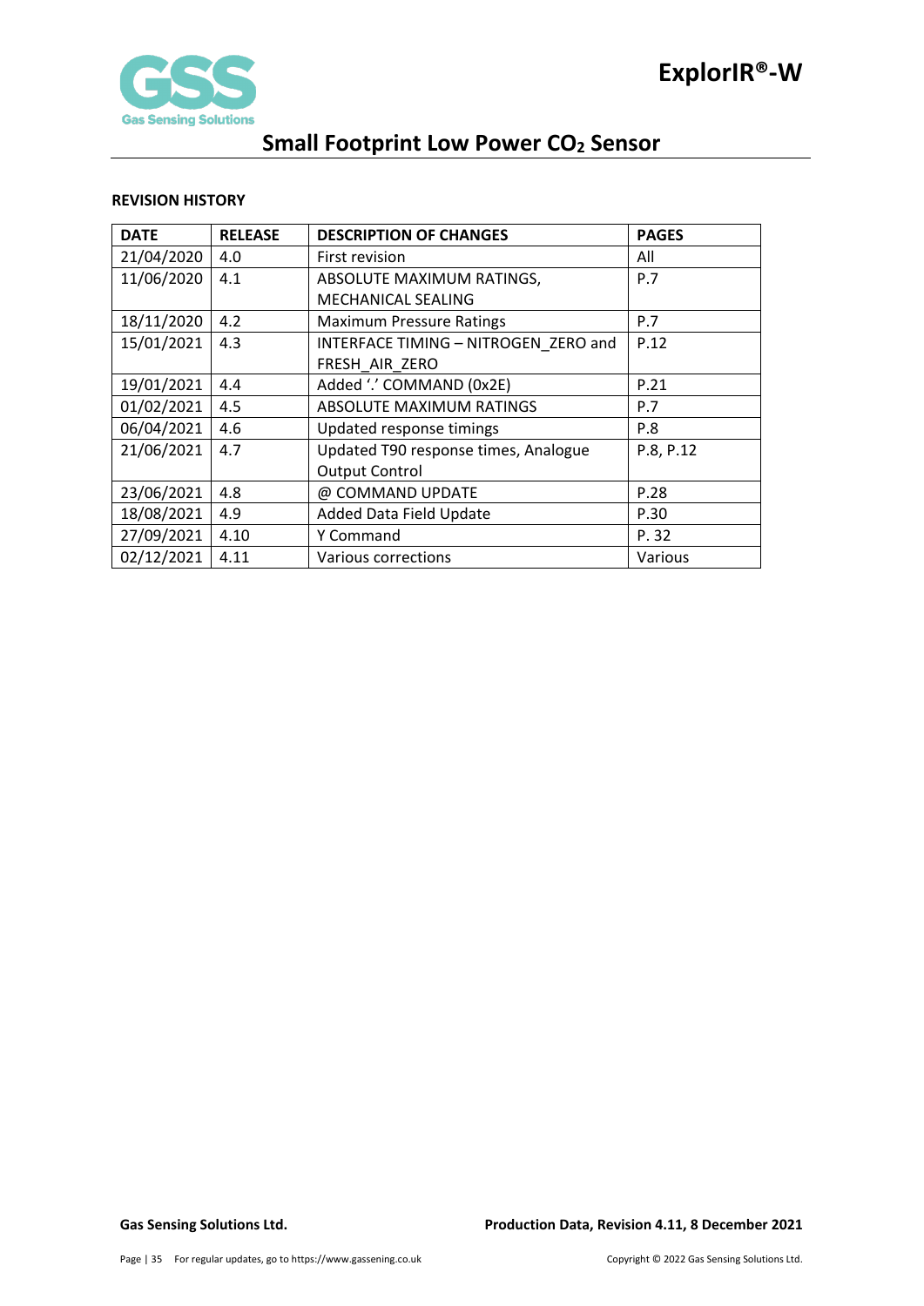**REVISION HISTORY**

| DATE | RELEASE | DESCRIPTION OF CHANGES | PAGES |
|---|---|---|---|
| 21/04/2020 | 4.0 | First revision | All |
| 11/06/2020 | 4.1 | ABSOLUTE MAXIMUM RATINGS, MECHANICAL SEALING | P.7 |
| 18/11/2020 | 4.2 | Maximum Pressure Ratings | P.7 |
| 15/01/2021 | 4.3 | INTERFACE TIMING – NITROGEN_ZERO and FRESH_AIR_ZERO | P.12 |
| 19/01/2021 | 4.4 | Added '.' COMMAND (0x2E) | P.21 |
| 01/02/2021 | 4.5 | ABSOLUTE MAXIMUM RATINGS | P.7 |
| 06/04/2021 | 4.6 | Updated response timings | P.8 |
| 21/06/2021 | 4.7 | Updated T90 response times, Analogue Output Control | P.8, P.12 |
| 23/06/2021 | 4.8 | @ COMMAND UPDATE | P.28 |
| 18/08/2021 | 4.9 | Added Data Field Update | P.30 |
| 27/09/2021 | 4.10 | Y Command | P. 32 |
| 02/12/2021 | 4.11 | Various corrections | Various |